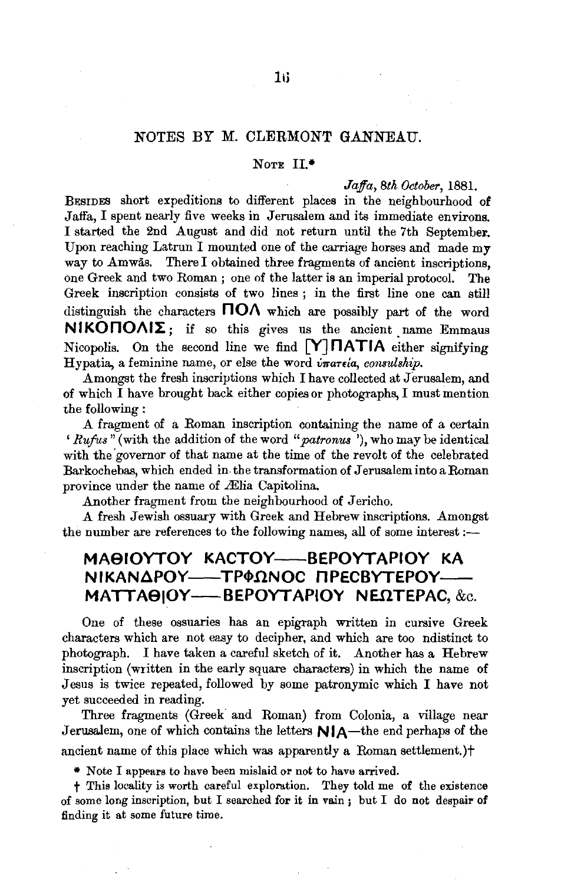## NOTES BY M. CLERMONT GANNEAU.

### NOTE II.*

*Jaffa, 8th October*, 1881.

BESIDES short expeditions to different places in the neighbourhood of Jaffa, I spent nearly five weeks in Jerusalem and its immediate environs. I started the 2nd August and did not return until the 7th September. Upon reaching Latrun I mounted one of the carriage horses and made my way to Amwâs. There I obtained three fragments of ancient inscriptions, one Greek and two Roman; one of the latter is an imperial protocol. The Greek inscription consists of two lines; in the first line one can still distinguish the characters **ΠΟΛ** which are possibly part of the word **ΝΙΚΟΠΟΛΙΣ**; if so this gives us the ancient name Emmaus Nicopolis. On the second line we find **[Υ]ΠΑΤΙΑ** either signifying Hypatia, a feminine name, or else the word ὑπατεία, *consulship.*

Amongst the fresh inscriptions which I have collected at Jerusalem, and of which I have brought back either copies or photographs, I must mention the following:

A fragment of a Roman inscription containing the name of a certain '*Rufus*' (with the addition of the word "*patronus*'), who may be identical with the governor of that name at the time of the revolt of the celebrated Barkochebas, which ended in the transformation of Jerusalem into a Roman province under the name of Ælia Capitolina.

Another fragment from the neighbourhood of Jericho.

A fresh Jewish ossuary with Greek and Hebrew inscriptions. Amongst the number are references to the following names, all of some interest:—

**ΜΑΘΙΟΥΤΟΥ ΚΑCΤΟΥ——ΒΕΡΟΥΤΑΡΙΟΥ ΚΑ ΝΙΚΑΝΔΡΟΥ——ΤΡΦΩΝΟC ΠΡΕCΒΥΤΕΡΟΥ—— ΜΑΤΤΑΘΙΟΥ——ΒΕΡΟΥΤΑΡΙΟΥ ΝΕΩΤΕΡΑC**, &c.

One of these ossuaries has an epigraph written in cursive Greek characters which are not easy to decipher, and which are too ndistinct to photograph. I have taken a careful sketch of it. Another has a Hebrew inscription (written in the early square characters) in which the name of Jesus is twice repeated, followed by some patronymic which I have not yet succeeded in reading.

Three fragments (Greek and Roman) from Colonia, a village near Jerusalem, one of which contains the letters **ΝΙΑ**—the end perhaps of the ancient name of this place which was apparently a Roman settlement.)†

\* Note I appears to have been mislaid or not to have arrived.

† This locality is worth careful exploration. They told me of the existence of some long inscription, but I searched for it in vain; but I do not despair of finding it at some future time.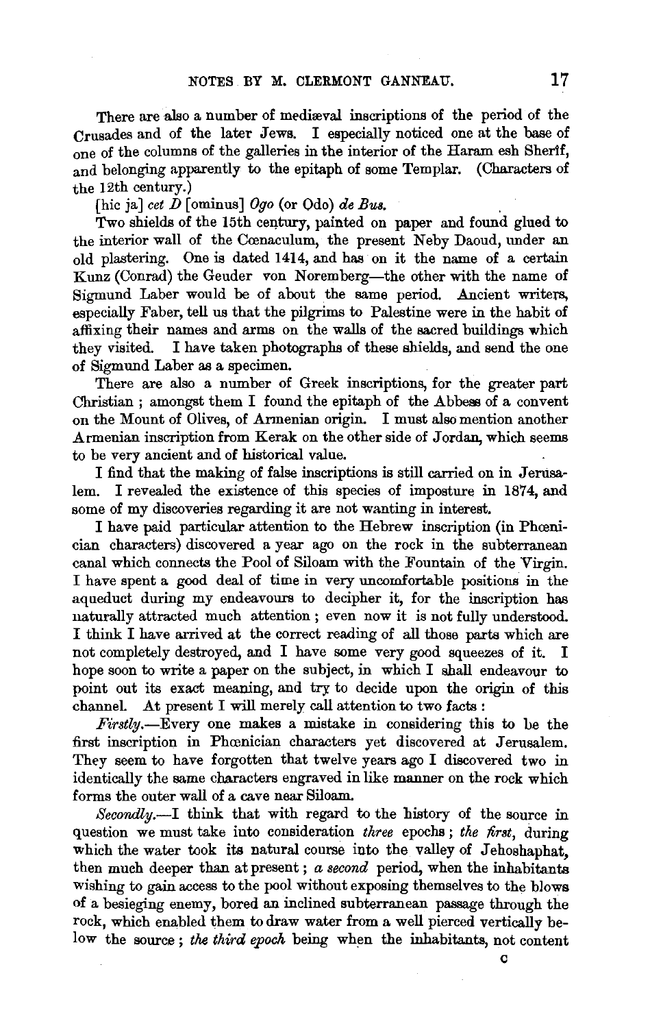There are also a number of mediæval inscriptions of the period of the Crusades and of the later Jews. I especially noticed one at the base of one of the columns of the galleries in the interior of the Haram esh Sherif, and belonging apparently to the epitaph of some Templar. (Characters of the 12th century.)

[hic ja] *cet D* [ominus] *Ogo* (or Odo) *de Bus.*

Two shields of the 15th century, painted on paper and found glued to the interior wall of the Cœnaculum, the present Neby Daoud, under an old plastering. One is dated 1414, and has on it the name of a certain Kunz (Conrad) the Geuder von Noremberg—the other with the name of Sigmund Laber would be of about the same period. Ancient writers, especially Faber, tell us that the pilgrims to Palestine were in the habit of affixing their names and arms on the walls of the sacred buildings which they visited. I have taken photographs of these shields, and send the one of Sigmund Laber as a specimen.

There are also a number of Greek inscriptions, for the greater part Christian; amongst them I found the epitaph of the Abbess of a convent on the Mount of Olives, of Armenian origin. I must also mention another Armenian inscription from Kerak on the other side of Jordan, which seems to be very ancient and of historical value.

I find that the making of false inscriptions is still carried on in Jerusalem. I revealed the existence of this species of imposture in 1874, and some of my discoveries regarding it are not wanting in interest.

I have paid particular attention to the Hebrew inscription (in Phœnician characters) discovered a year ago on the rock in the subterranean canal which connects the Pool of Siloam with the Fountain of the Virgin. I have spent a good deal of time in very uncomfortable positions in the aqueduct during my endeavours to decipher it, for the inscription has naturally attracted much attention; even now it is not fully understood. I think I have arrived at the correct reading of all those parts which are not completely destroyed, and I have some very good squeezes of it. I hope soon to write a paper on the subject, in which I shall endeavour to point out its exact meaning, and try to decide upon the origin of this channel. At present I will merely call attention to two facts:

*Firstly.*—Every one makes a mistake in considering this to be the first inscription in Phœnician characters yet discovered at Jerusalem. They seem to have forgotten that twelve years ago I discovered two in identically the same characters engraved in like manner on the rock which forms the outer wall of a cave near Siloam.

*Secondly.*—I think that with regard to the history of the source in question we must take into consideration *three* epochs; *the first*, during which the water took its natural course into the valley of Jehoshaphat, then much deeper than at present; *a second* period, when the inhabitants wishing to gain access to the pool without exposing themselves to the blows of a besieging enemy, bored an inclined subterranean passage through the rock, which enabled them to draw water from a well pierced vertically below the source; *the third epoch* being when the inhabitants, not content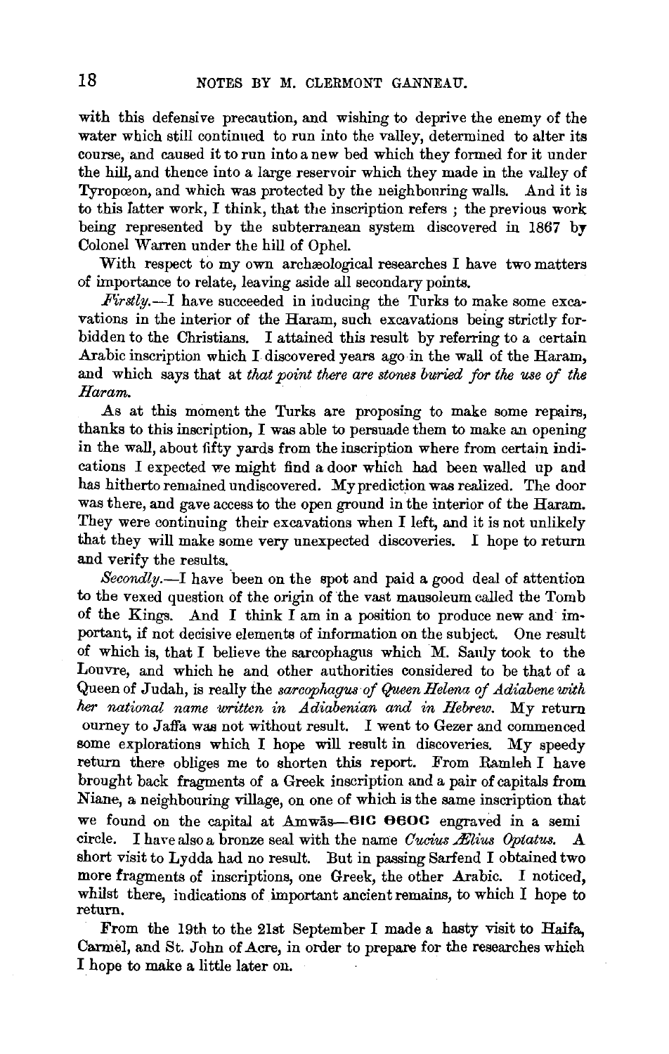with this defensive precaution, and wishing to deprive the enemy of the water which still continued to run into the valley, determined to alter its course, and caused it to run into a new bed which they formed for it under the hill, and thence into a large reservoir which they made in the valley of Tyropœon, and which was protected by the neighbouring walls. And it is to this latter work, I think, that the inscription refers ; the previous work being represented by the subterranean system discovered in 1867 by Colonel Warren under the hill of Ophel.

With respect to my own archæological researches I have two matters of importance to relate, leaving aside all secondary points.

*Firstly.*—I have succeeded in inducing the Turks to make some excavations in the interior of the Haram, such excavations being strictly forbidden to the Christians. I attained this result by referring to a certain Arabic inscription which I discovered years ago in the wall of the Haram, and which says that at *that point there are stones buried for the use of the Haram.*

As at this moment the Turks are proposing to make some repairs, thanks to this inscription, I was able to persuade them to make an opening in the wall, about fifty yards from the inscription where from certain indications I expected we might find a door which had been walled up and has hitherto remained undiscovered. My prediction was realized. The door was there, and gave access to the open ground in the interior of the Haram. They were continuing their excavations when I left, and it is not unlikely that they will make some very unexpected discoveries. I hope to return and verify the results.

*Secondly.*—I have been on the spot and paid a good deal of attention to the vexed question of the origin of the vast mausoleum called the Tomb of the Kings. And I think I am in a position to produce new and important, if not decisive elements of information on the subject. One result of which is, that I believe the sarcophagus which M. Sauly took to the Louvre, and which he and other authorities considered to be that of a Queen of Judah, is really the *sarcophagus of Queen Helena of Adiabene with her national name written in Adiabenian and in Hebrew.* My return ourney to Jaffa was not without result. I went to Gezer and commenced some explorations which I hope will result in discoveries. My speedy return there obliges me to shorten this report. From Ramleh I have brought back fragments of a Greek inscription and a pair of capitals from Niane, a neighbouring village, on one of which is the same inscription that we found on the capital at Amwās—ЄІС ΘЄΟС engraved in a semi circle. I have also a bronze seal with the name *Cucius Ælius Optatus.* A short visit to Lydda had no result. But in passing Sarfend I obtained two more fragments of inscriptions, one Greek, the other Arabic. I noticed, whilst there, indications of important ancient remains, to which I hope to return.

From the 19th to the 21st September I made a hasty visit to Haifa, Carmel, and St. John of Acre, in order to prepare for the researches which I hope to make a little later on.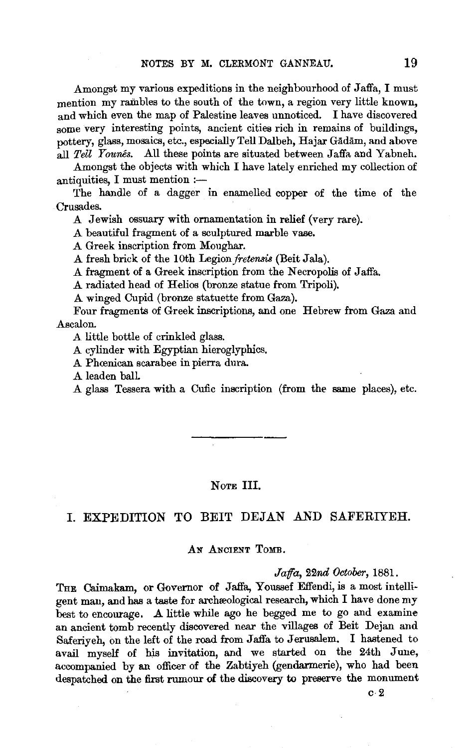Amongst my various expeditions in the neighbourhood of Jaffa, I must mention my rambles to the south of the town, a region very little known, and which even the map of Palestine leaves unnoticed. I have discovered some very interesting points, ancient cities rich in remains of buildings, pottery, glass, mosaics, etc., especially Tell Dalbeh, Hajar Gādām, and above all *Tell Younês.* All these points are situated between Jaffa and Yabneh.

Amongst the objects with which I have lately enriched my collection of antiquities, I must mention :—

The handle of a dagger in enamelled copper of the time of the Crusades.

A Jewish ossuary with ornamentation in relief (very rare).

A beautiful fragment of a sculptured marble vase.

A Greek inscription from Moughar.

A fresh brick of the 10th Legion *fretensis* (Beit Jala).

A fragment of a Greek inscription from the Necropolis of Jaffa.

A radiated head of Helios (bronze statue from Tripoli).

A winged Cupid (bronze statuette from Gaza).

Four fragments of Greek inscriptions, and one Hebrew from Gaza and Ascalon.

A little bottle of crinkled glass.

A cylinder with Egyptian hieroglyphics.

A Phœnican scarabee in pierra dura.

A leaden ball.

A glass Tessera with a Cufic inscription (from the same places), etc.

---

## NOTE III.

## I. EXPEDITION TO BEIT DEJAN AND SAFERIYEH.

### AN ANCIENT TOMB.

*Jaffa, 22nd October,* 1881.

THE Caimakam, or Governor of Jaffa, Youssef Effendi, is a most intelligent man, and has a taste for archæological research, which I have done my best to encourage. A little while ago he begged me to go and examine an ancient tomb recently discovered near the villages of Beit Dejan and Saferiyeh, on the left of the road from Jaffa to Jerusalem. I hastened to avail myself of his invitation, and we started on the 24th June, accompanied by an officer of the Zabtiyeh (gendarmerie), who had been despatched on the first rumour of the discovery to preserve the monument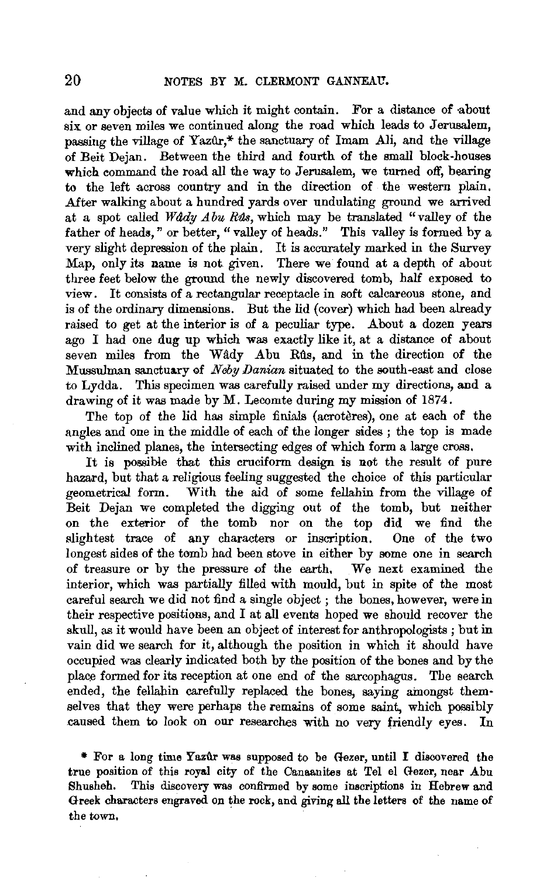and any objects of value which it might contain. For a distance of about six or seven miles we continued along the road which leads to Jerusalem, passing the village of Yazûr,* the sanctuary of Imam Ali, and the village of Beit Dejan. Between the third and fourth of the small block-houses which command the road all the way to Jerusalem, we turned off, bearing to the left across country and in the direction of the western plain. After walking about a hundred yards over undulating ground we arrived at a spot called *Wâdy Abu Rûs*, which may be translated "valley of the father of heads," or better, "valley of heads." This valley is formed by a very slight depression of the plain. It is accurately marked in the Survey Map, only its name is not given. There we found at a depth of about three feet below the ground the newly discovered tomb, half exposed to view. It consists of a rectangular receptacle in soft calcareous stone, and is of the ordinary dimensions. But the lid (cover) which had been already raised to get at the interior is of a peculiar type. About a dozen years ago I had one dug up which was exactly like it, at a distance of about seven miles from the Wâdy Abu Rûs, and in the direction of the Mussulman sanctuary of *Neby Danian* situated to the south-east and close to Lydda. This specimen was carefully raised under my directions, and a drawing of it was made by M. Lecomte during my mission of 1874.

The top of the lid has simple finials (acrotères), one at each of the angles and one in the middle of each of the longer sides; the top is made with inclined planes, the intersecting edges of which form a large cross.

It is possible that this cruciform design is not the result of pure hazard, but that a religious feeling suggested the choice of this particular geometrical form. With the aid of some fellahin from the village of Beit Dejan we completed the digging out of the tomb, but neither on the exterior of the tomb nor on the top did we find the slightest trace of any characters or inscription. One of the two longest sides of the tomb had been stove in either by some one in search of treasure or by the pressure of the earth. We next examined the interior, which was partially filled with mould, but in spite of the most careful search we did not find a single object; the bones, however, were in their respective positions, and I at all events hoped we should recover the skull, as it would have been an object of interest for anthropologists; but in vain did we search for it, although the position in which it should have occupied was clearly indicated both by the position of the bones and by the place formed for its reception at one end of the sarcophagus. The search ended, the fellahin carefully replaced the bones, saying amongst themselves that they were perhaps the remains of some saint, which possibly caused them to look on our researches with no very friendly eyes. In

* For a long time Yazûr was supposed to be Gezer, until I discovered the true position of this royal city of the Canaanites at Tel el Gezer, near Abu Shusheh. This discovery was confirmed by some inscriptions in Hebrew and Greek characters engraved on the rock, and giving all the letters of the name of the town.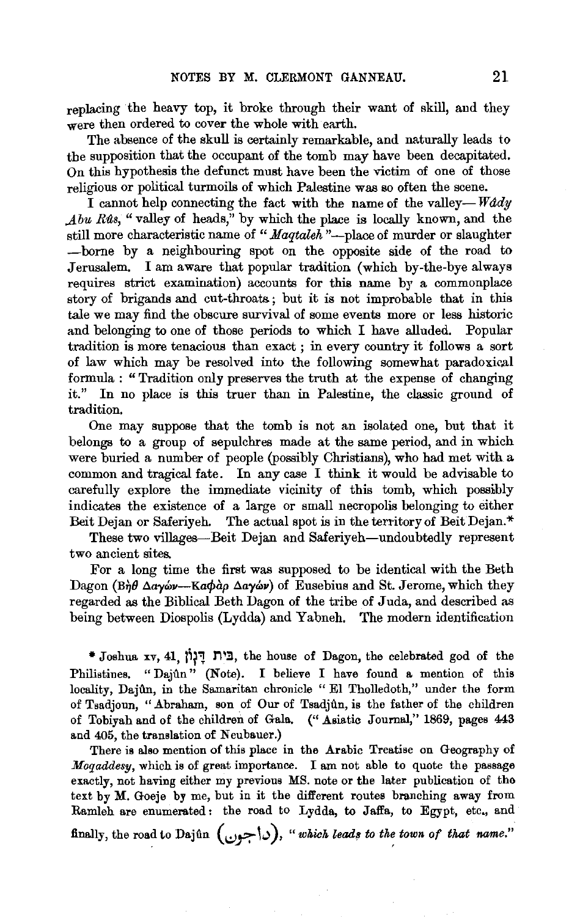replacing the heavy top, it broke through their want of skill, and they were then ordered to cover the whole with earth.

The absence of the skull is certainly remarkable, and naturally leads to the supposition that the occupant of the tomb may have been decapitated. On this hypothesis the defunct must have been the victim of one of those religious or political turmoils of which Palestine was so often the scene.

I cannot help connecting the fact with the name of the valley—*Wâdy Abu Rûs*, "valley of heads," by which the place is locally known, and the still more characteristic name of "*Maqtaleh*"—place of murder or slaughter —borne by a neighbouring spot on the opposite side of the road to Jerusalem. I am aware that popular tradition (which by-the-bye always requires strict examination) accounts for this name by a commonplace story of brigands and cut-throats; but it is not improbable that in this tale we may find the obscure survival of some events more or less historic and belonging to one of those periods to which I have alluded. Popular tradition is more tenacious than exact; in every country it follows a sort of law which may be resolved into the following somewhat paradoxical formula: "Tradition only preserves the truth at the expense of changing it." In no place is this truer than in Palestine, the classic ground of tradition.

One may suppose that the tomb is not an isolated one, but that it belongs to a group of sepulchres made at the same period, and in which were buried a number of people (possibly Christians), who had met with a common and tragical fate. In any case I think it would be advisable to carefully explore the immediate vicinity of this tomb, which possibly indicates the existence of a large or small necropolis belonging to either Beit Dejan or Saferiyeh. The actual spot is in the territory of Beit Dejan.*

These two villages—Beit Dejan and Saferiyeh—undoubtedly represent two ancient sites.

For a long time the first was supposed to be identical with the Beth Dagon (Βὴθ Δαγὼν—Καφὰρ Δαγὼν) of Eusebius and St. Jerome, which they regarded as the Biblical Beth Dagon of the tribe of Juda, and described as being between Diospolis (Lydda) and Yabneh. The modern identification

\* Joshua xv, 41, בֵּית דָּגוֹן, the house of Dagon, the celebrated god of the Philistines. "Dajûn" (Note). I believe I have found a mention of this locality, Dajûn, in the Samaritan chronicle "El Tholledoth," under the form of Tsadjoun, "Abraham, son of Our of Tsadjûn, is the father of the children of Tobiyah and of the children of Gala. ("Asiatic Journal," 1869, pages 443 and 405, the translation of Neubauer.)

There is also mention of this place in the Arabic Treatise on Geography of *Moqaddesy*, which is of great importance. I am not able to quote the passage exactly, not having either my previous MS. note or the later publication of the text by M. Goeje by me, but in it the different routes branching away from Ramleh are enumerated: the road to Lydda, to Jaffa, to Egypt, etc., and finally, the road to Dajûn (داجون), "*which leads to the town of that name.*"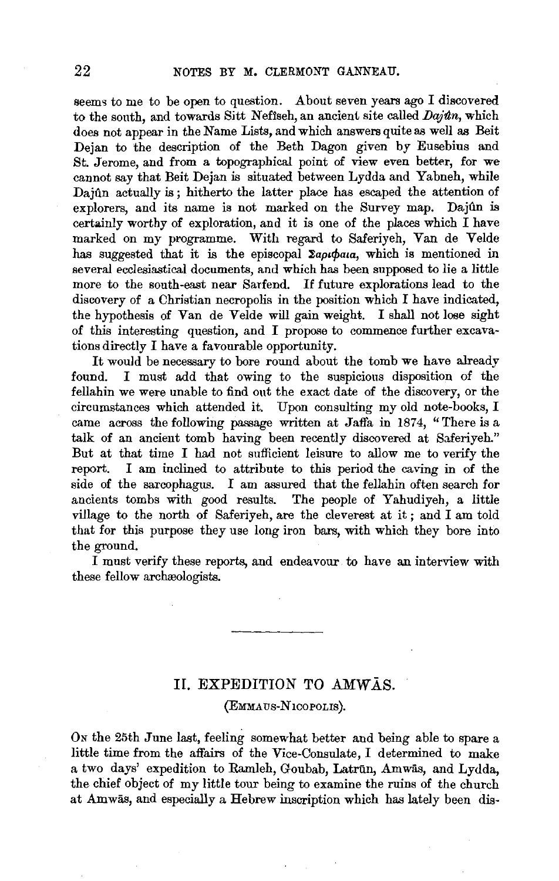seems to me to be open to question. About seven years ago I discovered to the south, and towards Sitt Nefîseh, an ancient site called *Dajûn*, which does not appear in the Name Lists, and which answers quite as well as Beit Dejan to the description of the Beth Dagon given by Eusebius and St. Jerome, and from a topographical point of view even better, for we cannot say that Beit Dejan is situated between Lydda and Yabneh, while Dajûn actually is; hitherto the latter place has escaped the attention of explorers, and its name is not marked on the Survey map. Dajûn is certainly worthy of exploration, and it is one of the places which I have marked on my programme. With regard to Saferiyeh, Van de Velde has suggested that it is the episcopal Σαριφαια, which is mentioned in several ecclesiastical documents, and which has been supposed to lie a little more to the south-east near Sarfend. If future explorations lead to the discovery of a Christian necropolis in the position which I have indicated, the hypothesis of Van de Velde will gain weight. I shall not lose sight of this interesting question, and I propose to commence further excavations directly I have a favourable opportunity.

It would be necessary to bore round about the tomb we have already found. I must add that owing to the suspicious disposition of the fellahin we were unable to find out the exact date of the discovery, or the circumstances which attended it. Upon consulting my old note-books, I came across the following passage written at Jaffa in 1874, "There is a talk of an ancient tomb having been recently discovered at Saferiyeh." But at that time I had not sufficient leisure to allow me to verify the report. I am inclined to attribute to this period the caving in of the side of the sarcophagus. I am assured that the fellahin often search for ancients tombs with good results. The people of Yahudiyeh, a little village to the north of Saferiyeh, are the cleverest at it; and I am told that for this purpose they use long iron bars, with which they bore into the ground.

I must verify these reports, and endeavour to have an interview with these fellow archæologists.

---

## II. EXPEDITION TO AMWÂS.

### (EMMAUS-NICOPOLIS).

On the 25th June last, feeling somewhat better and being able to spare a little time from the affairs of the Vice-Consulate, I determined to make a two days' expedition to Ramleh, Goubab, Latrûn, Amwâs, and Lydda, the chief object of my little tour being to examine the ruins of the church at Amwâs, and especially a Hebrew inscription which has lately been dis-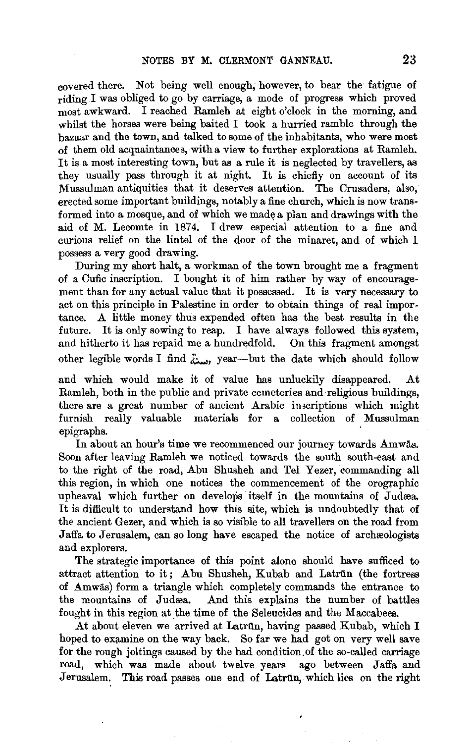covered there. Not being well enough, however, to bear the fatigue of riding I was obliged to go by carriage, a mode of progress which proved most awkward. I reached Ramleh at eight o'clock in the morning, and whilst the horses were being baited I took a hurried ramble through the bazaar and the town, and talked to some of the inhabitants, who were most of them old acquaintances, with a view to further explorations at Ramleh. It is a most interesting town, but as a rule it is neglected by travellers, as they usually pass through it at night. It is chiefly on account of its Mussulman antiquities that it deserves attention. The Crusaders, also, erected some important buildings, notably a fine church, which is now transformed into a mosque, and of which we made a plan and drawings with the aid of M. Lecomte in 1874. I drew especial attention to a fine and curious relief on the lintel of the door of the minaret, and of which I possess a very good drawing.

During my short halt, a workman of the town brought me a fragment of a Cufic inscription. I bought it of him rather by way of encouragement than for any actual value that it possessed. It is very necessary to act on this principle in Palestine in order to obtain things of real importance. A little money thus expended often has the best results in the future. It is only sowing to reap. I have always followed this system, and hitherto it has repaid me a hundredfold. On this fragment amongst other legible words I find سنة, year—but the date which should follow and which would make it of value has unluckily disappeared. At Ramleh, both in the public and private cemeteries and religious buildings, there are a great number of ancient Arabic inscriptions which might furnish really valuable materials for a collection of Mussulman epigraphs.

In about an hour's time we recommenced our journey towards Amwâs. Soon after leaving Ramleh we noticed towards the south south-east and to the right of the road, Abu Shusheh and Tel Yezer, commanding all this region, in which one notices the commencement of the orographic upheaval which further on develops itself in the mountains of Judæa. It is difficult to understand how this site, which is undoubtedly that of the ancient Gezer, and which is so visible to all travellers on the road from Jaffa to Jerusalem, can so long have escaped the notice of archæologists and explorers.

The strategic importance of this point alone should have sufficed to attract attention to it; Abu Shusheh, Kubab and Latrûn (the fortress of Amwâs) form a triangle which completely commands the entrance to the mountains of Judæa. And this explains the number of battles fought in this region at the time of the Seleucides and the Maccabees.

At about eleven we arrived at Latrûn, having passed Kubab, which I hoped to examine on the way back. So far we had got on very well save for the rough joltings caused by the bad condition of the so-called carriage road, which was made about twelve years ago between Jaffa and Jerusalem. This road passes one end of Latrûn, which lies on the right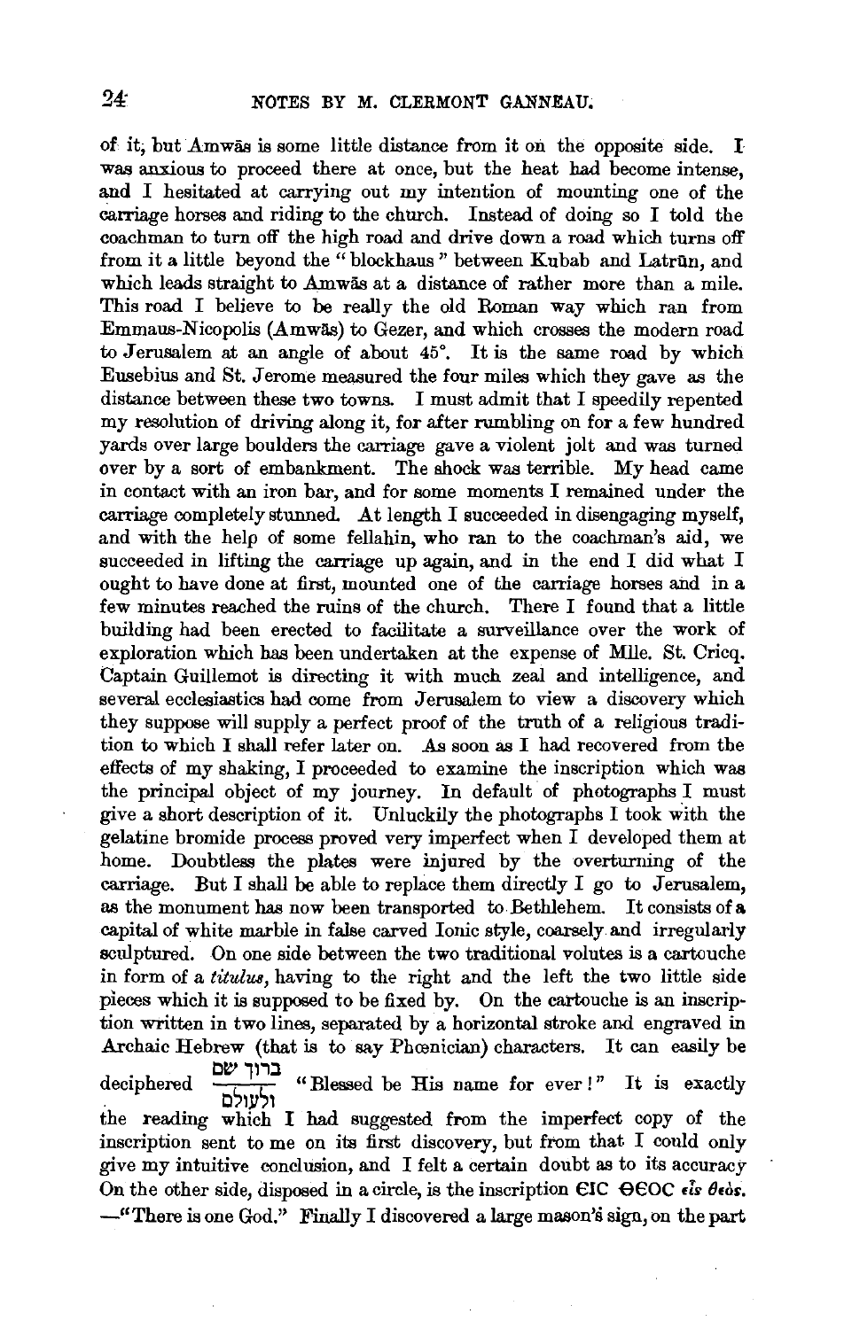of it, but Amwâs is some little distance from it on the opposite side. I was anxious to proceed there at once, but the heat had become intense, and I hesitated at carrying out my intention of mounting one of the carriage horses and riding to the church. Instead of doing so I told the coachman to turn off the high road and drive down a road which turns off from it a little beyond the "blockhaus" between Kubab and Latrûn, and which leads straight to Amwâs at a distance of rather more than a mile. This road I believe to be really the old Roman way which ran from Emmaus-Nicopolis (Amwâs) to Gezer, and which crosses the modern road to Jerusalem at an angle of about 45°. It is the same road by which Eusebius and St. Jerome measured the four miles which they gave as the distance between these two towns. I must admit that I speedily repented my resolution of driving along it, for after rumbling on for a few hundred yards over large boulders the carriage gave a violent jolt and was turned over by a sort of embankment. The shock was terrible. My head came in contact with an iron bar, and for some moments I remained under the carriage completely stunned. At length I succeeded in disengaging myself, and with the help of some fellahin, who ran to the coachman's aid, we succeeded in lifting the carriage up again, and in the end I did what I ought to have done at first, mounted one of the carriage horses and in a few minutes reached the ruins of the church. There I found that a little building had been erected to facilitate a surveillance over the work of exploration which has been undertaken at the expense of Mlle. St. Cricq. Captain Guillemot is directing it with much zeal and intelligence, and several ecclesiastics had come from Jerusalem to view a discovery which they suppose will supply a perfect proof of the truth of a religious tradition to which I shall refer later on. As soon as I had recovered from the effects of my shaking, I proceeded to examine the inscription which was the principal object of my journey. In default of photographs I must give a short description of it. Unluckily the photographs I took with the gelatine bromide process proved very imperfect when I developed them at home. Doubtless the plates were injured by the overturning of the carriage. But I shall be able to replace them directly I go to Jerusalem, as the monument has now been transported to Bethlehem. It consists of a capital of white marble in false carved Ionic style, coarsely and irregularly sculptured. On one side between the two traditional volutes is a cartouche in form of a *titulus*, having to the right and the left the two little side pieces which it is supposed to be fixed by. On the cartouche is an inscription written in two lines, separated by a horizontal stroke and engraved in Archaic Hebrew (that is to say Phœnician) characters. It can easily be deciphered ברוך שם / ולעולם "Blessed be His name for ever!" It is exactly the reading which I had suggested from the imperfect copy of the inscription sent to me on its first discovery, but from that I could only give my intuitive conclusion, and I felt a certain doubt as to its accuracy On the other side, disposed in a circle, is the inscription ЄIC ΘЄOC εἷς θεός. —"There is one God." Finally I discovered a large mason's sign, on the part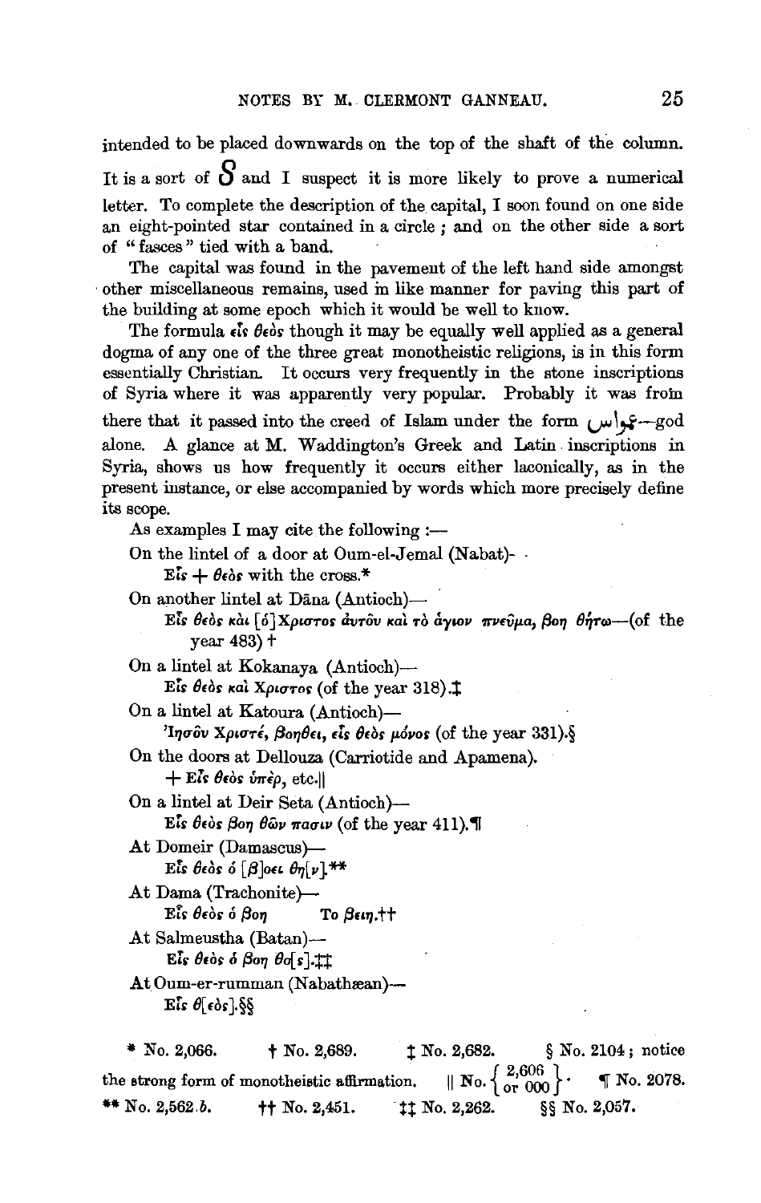intended to be placed downwards on the top of the shaft of the column. It is a sort of S and I suspect it is more likely to prove a numerical letter. To complete the description of the capital, I soon found on one side an eight-pointed star contained in a circle; and on the other side a sort of "fasces" tied with a band.

The capital was found in the pavement of the left hand side amongst other miscellaneous remains, used in like manner for paving this part of the building at some epoch which it would be well to know.

The formula εἷς θεὸς though it may be equally well applied as a general dogma of any one of the three great monotheistic religions, is in this form essentially Christian. It occurs very frequently in the stone inscriptions of Syria where it was apparently very popular. Probably it was from there that it passed into the creed of Islam under the form هواس—god alone. A glance at M. Waddington's Greek and Latin inscriptions in Syria, shows us how frequently it occurs either laconically, as in the present instance, or else accompanied by words which more precisely define its scope.

As examples I may cite the following :—

On the lintel of a door at Oum-el-Jemal (Nabat)-

Εἷς + θεὸς with the cross.*

On another lintel at Dāna (Antioch)—

Εἷς θεὸς καὶ [ὁ] Χριστος ἀυτοῦ καὶ τὸ ἅγιον πνεῦμα, βοη θήτω—(of the year 483) †

On a lintel at Kokanaya (Antioch)—

Εἷς θεὸς καὶ Χριστος (of the year 318).‡

On a lintel at Katoura (Antioch)—

Ἰησοῦ Χριστέ, βοηθει, εἷς θεὸς μόνος (of the year 331).§

On the doors at Dellouza (Carriotide and Apamena).

+ Εἷς θεὸς ὑπὲρ, etc.||

On a lintel at Deir Seta (Antioch)—

Εἷς θεὸς βοη θῶν πασιν (of the year 411).¶

At Domeir (Damascus)—

Εἷς θεὸς ὁ [β]οει θη[ν].**

At Dama (Trachonite)—

Εἷς θεὸς ὁ βοη    Το βειη.††

At Salmeustha (Batan)—

Εἷς θεὸς ὁ βοη θο[ς].‡‡

At Oum-er-rumman (Nabathæan)—

Εἷς θ[εὸς].§§

\* No. 2,066. † No. 2,689. ‡ No. 2,682. § No. 2104; notice the strong form of monotheistic affirmation. || No. {2,606 or 000}. ¶ No. 2078. ** No. 2,562 *b*. †† No. 2,451. ‡‡ No. 2,262. §§ No. 2,057.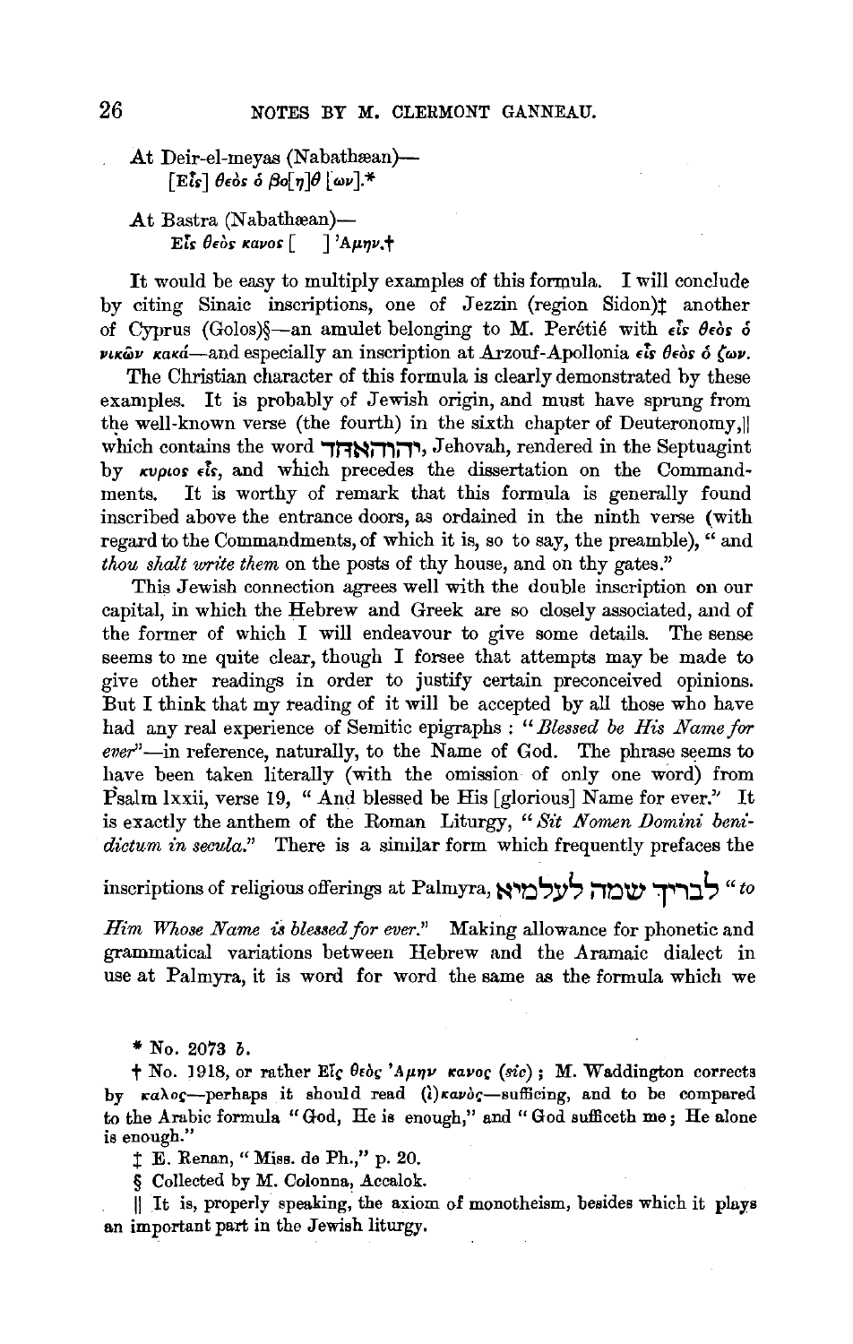At Deir-el-meyas (Nabathæan)—
[Εἷς] θεὸς ὁ βο[η]θ[ῶν].*

At Bastra (Nabathæan)—
Εἷς θεὸς κανος [ ] Ἀμην.†

It would be easy to multiply examples of this formula. I will conclude by citing Sinaic inscriptions, one of Jezzin (region Sidon)‡ another of Cyprus (Golos)§—an amulet belonging to M. Perétié with εἷς θεὸς ὁ νικῶν κακά—and especially an inscription at Arzouf-Apollonia εἷς θεὸς ὁ ζων.

The Christian character of this formula is clearly demonstrated by these examples. It is probably of Jewish origin, and must have sprung from the well-known verse (the fourth) in the sixth chapter of Deuteronomy,‖ which contains the word יהוהאחד, Jehovah, rendered in the Septuagint by κυριος εἷς, and which precedes the dissertation on the Commandments. It is worthy of remark that this formula is generally found inscribed above the entrance doors, as ordained in the ninth verse (with regard to the Commandments, of which it is, so to say, the preamble), "and *thou shalt write them* on the posts of thy house, and on thy gates."

This Jewish connection agrees well with the double inscription on our capital, in which the Hebrew and Greek are so closely associated, and of the former of which I will endeavour to give some details. The sense seems to me quite clear, though I forsee that attempts may be made to give other readings in order to justify certain preconceived opinions. But I think that my reading of it will be accepted by all those who have had any real experience of Semitic epigraphs: "*Blessed be His Name for ever*"—in reference, naturally, to the Name of God. The phrase seems to have been taken literally (with the omission of only one word) from Psalm lxxii, verse 19, "And blessed be His [glorious] Name for ever." It is exactly the anthem of the Roman Liturgy, "*Sit Nomen Domini benedictum in secula.*" There is a similar form which frequently prefaces the inscriptions of religious offerings at Palmyra, לבריך שמה לעלמיא "*to Him Whose Name is blessed for ever.*" Making allowance for phonetic and grammatical variations between Hebrew and the Aramaic dialect in use at Palmyra, it is word for word the same as the formula which we

\* No. 2073 *b*.

† No. 1918, or rather Εἷς θεὸς Ἀμην κανος (*sic*); M. Waddington corrects by καλος—perhaps it should read (ἱ)κανὸς—sufficing, and to be compared to the Arabic formula "God, He is enough," and "God sufficeth me; He alone is enough."

‡ E. Renan, "Miss. de Ph.," p. 20.

§ Collected by M. Colonna, Accalok.

‖ It is, properly speaking, the axiom of monotheism, besides which it plays an important part in the Jewish liturgy.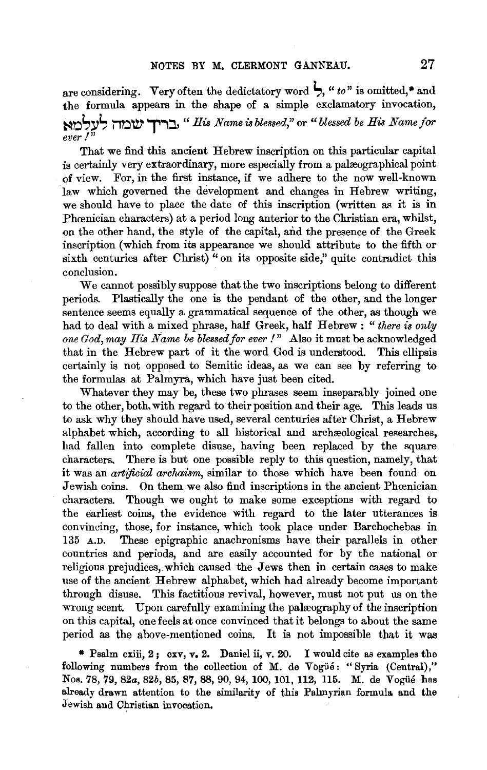are considering. Very often the dedicatory word ל, "*to*" is omitted,* and the formula appears in the shape of a simple exclamatory invocation, בריך שמה לעלמא, "*His Name is blessed*," or "*blessed be His Name for ever!*"

That we find this ancient Hebrew inscription on this particular capital is certainly very extraordinary, more especially from a palæographical point of view. For, in the first instance, if we adhere to the now well-known law which governed the development and changes in Hebrew writing, we should have to place the date of this inscription (written as it is in Phœnician characters) at a period long anterior to the Christian era, whilst, on the other hand, the style of the capital, and the presence of the Greek inscription (which from its appearance we should attribute to the fifth or sixth centuries after Christ) "on its opposite side," quite contradict this conclusion.

We cannot possibly suppose that the two inscriptions belong to different periods. Plastically the one is the pendant of the other, and the longer sentence seems equally a grammatical sequence of the other, as though we had to deal with a mixed phrase, half Greek, half Hebrew: "*there is only one God, may His Name be blessed for ever!*" Also it must be acknowledged that in the Hebrew part of it the word God is understood. This ellipsis certainly is not opposed to Semitic ideas, as we can see by referring to the formulas at Palmyra, which have just been cited.

Whatever they may be, these two phrases seem inseparably joined one to the other, both with regard to their position and their age. This leads us to ask why they should have used, several centuries after Christ, a Hebrew alphabet which, according to all historical and archæological researches, had fallen into complete disuse, having been replaced by the square characters. There is but one possible reply to this question, namely, that it was an *artificial archaism*, similar to those which have been found on Jewish coins. On them we also find inscriptions in the ancient Phœnician characters. Though we ought to make some exceptions with regard to the earliest coins, the evidence with regard to the later utterances is convincing, those, for instance, which took place under Barchochebas in 135 A.D. These epigraphic anachronisms have their parallels in other countries and periods, and are easily accounted for by the national or religious prejudices, which caused the Jews then in certain cases to make use of the ancient Hebrew alphabet, which had already become important through disuse. This factitious revival, however, must not put us on the wrong scent. Upon carefully examining the palæography of the inscription on this capital, one feels at once convinced that it belongs to about the same period as the above-mentioned coins. It is not impossible that it was

* Psalm cxiii, 2; cxv, v. 2. Daniel ii, v. 20. I would cite as examples the following numbers from the collection of M. de Vogüé: "Syria (Central)," Nos. 78, 79, 82*a*, 82*b*, 85, 87, 88, 90, 94, 100, 101, 112, 115. M. de Vogüé has already drawn attention to the similarity of this Palmyrian formula and the Jewish and Christian invocation.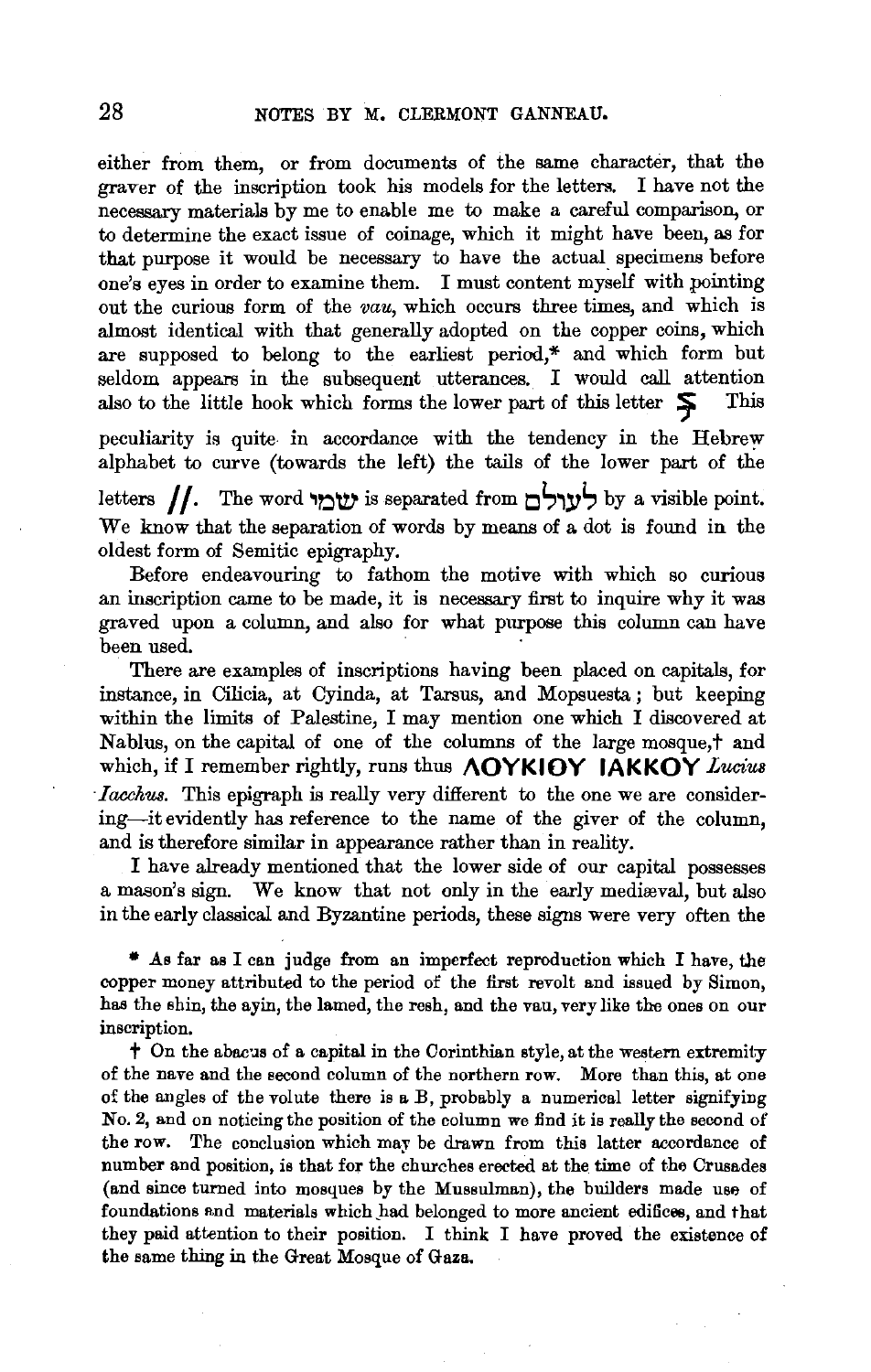either from them, or from documents of the same character, that the graver of the inscription took his models for the letters. I have not the necessary materials by me to enable me to make a careful comparison, or to determine the exact issue of coinage, which it might have been, as for that purpose it would be necessary to have the actual specimens before one's eyes in order to examine them. I must content myself with pointing out the curious form of the *vau*, which occurs three times, and which is almost identical with that generally adopted on the copper coins, which are supposed to belong to the earliest period,* and which form but seldom appears in the subsequent utterances. I would call attention also to the little hook which forms the lower part of this letter ⟨vau⟩ This peculiarity is quite in accordance with the tendency in the Hebrew alphabet to curve (towards the left) the tails of the lower part of the letters //. The word שׁמי is separated from לעולם by a visible point. We know that the separation of words by means of a dot is found in the oldest form of Semitic epigraphy.

Before endeavouring to fathom the motive with which so curious an inscription came to be made, it is necessary first to inquire why it was graved upon a column, and also for what purpose this column can have been used.

There are examples of inscriptions having been placed on capitals, for instance, in Cilicia, at Cyinda, at Tarsus, and Mopsuesta; but keeping within the limits of Palestine, I may mention one which I discovered at Nablus, on the capital of one of the columns of the large mosque,† and which, if I remember rightly, runs thus ΛΟΥΚΙΟΥ ΙΑΚΚΟΥ *Lucius Iacchus*. This epigraph is really very different to the one we are considering—it evidently has reference to the name of the giver of the column, and is therefore similar in appearance rather than in reality.

I have already mentioned that the lower side of our capital possesses a mason's sign. We know that not only in the early mediæval, but also in the early classical and Byzantine periods, these signs were very often the

\* As far as I can judge from an imperfect reproduction which I have, the copper money attributed to the period of the first revolt and issued by Simon, has the shin, the ayin, the lamed, the resh, and the vau, very like the ones on our inscription.

† On the abacus of a capital in the Corinthian style, at the western extremity of the nave and the second column of the northern row. More than this, at one of the angles of the volute there is a Β, probably a numerical letter signifying No. 2, and on noticing the position of the column we find it is really the second of the row. The conclusion which may be drawn from this latter accordance of number and position, is that for the churches erected at the time of the Crusades (and since turned into mosques by the Mussulman), the builders made use of foundations and materials which had belonged to more ancient edifices, and that they paid attention to their position. I think I have proved the existence of the same thing in the Great Mosque of Gaza.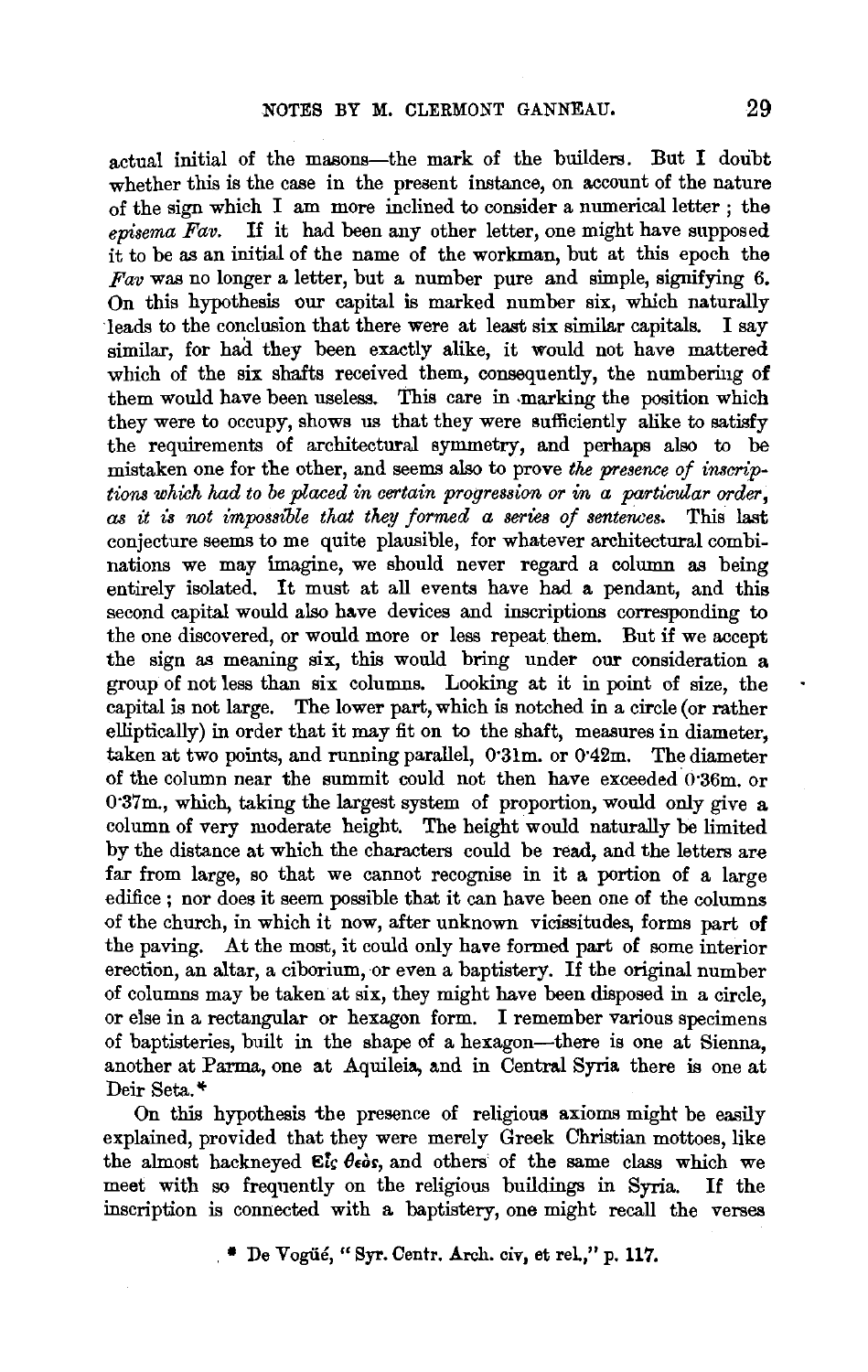actual initial of the masons—the mark of the builders. But I doubt whether this is the case in the present instance, on account of the nature of the sign which I am more inclined to consider a numerical letter; the *episema Fav*. If it had been any other letter, one might have supposed it to be as an initial of the name of the workman, but at this epoch the *Fav* was no longer a letter, but a number pure and simple, signifying 6. On this hypothesis our capital is marked number six, which naturally leads to the conclusion that there were at least six similar capitals. I say similar, for had they been exactly alike, it would not have mattered which of the six shafts received them, consequently, the numbering of them would have been useless. This care in marking the position which they were to occupy, shows us that they were sufficiently alike to satisfy the requirements of architectural symmetry, and perhaps also to be mistaken one for the other, and seems also to prove *the presence of inscriptions which had to be placed in certain progression or in a particular order, as it is not impossible that they formed a series of sentences.* This last conjecture seems to me quite plausible, for whatever architectural combinations we may imagine, we should never regard a column as being entirely isolated. It must at all events have had a pendant, and this second capital would also have devices and inscriptions corresponding to the one discovered, or would more or less repeat them. But if we accept the sign as meaning six, this would bring under our consideration a group of not less than six columns. Looking at it in point of size, the capital is not large. The lower part, which is notched in a circle (or rather elliptically) in order that it may fit on to the shaft, measures in diameter, taken at two points, and running parallel, 0·31m. or 0·42m. The diameter of the column near the summit could not then have exceeded 0·36m. or 0·37m., which, taking the largest system of proportion, would only give a column of very moderate height. The height would naturally be limited by the distance at which the characters could be read, and the letters are far from large, so that we cannot recognise in it a portion of a large edifice; nor does it seem possible that it can have been one of the columns of the church, in which it now, after unknown vicissitudes, forms part of the paving. At the most, it could only have formed part of some interior erection, an altar, a ciborium, or even a baptistery. If the original number of columns may be taken at six, they might have been disposed in a circle, or else in a rectangular or hexagon form. I remember various specimens of baptisteries, built in the shape of a hexagon—there is one at Sienna, another at Parma, one at Aquileia, and in Central Syria there is one at Deir Seta.*

On this hypothesis the presence of religious axioms might be easily explained, provided that they were merely Greek Christian mottoes, like the almost hackneyed Εἷς θεὸς, and others of the same class which we meet with so frequently on the religious buildings in Syria. If the inscription is connected with a baptistery, one might recall the verses

* De Vogüé, "Syr. Centr. Arch. civ, et rel.," p. 117.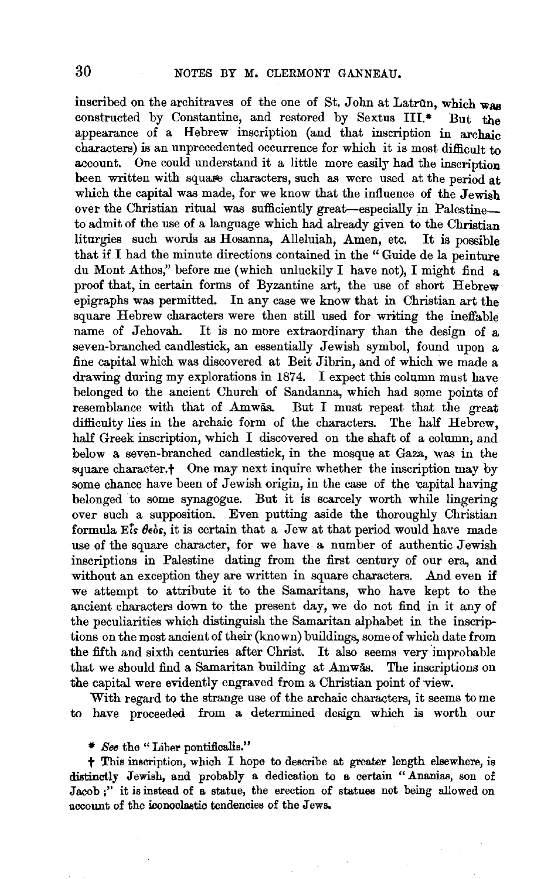inscribed on the architraves of the one of St. John at Latrûn, which was constructed by Constantine, and restored by Sextus III.* But the appearance of a Hebrew inscription (and that inscription in archaic characters) is an unprecedented occurrence for which it is most difficult to account. One could understand it a little more easily had the inscription been written with square characters, such as were used at the period at which the capital was made, for we know that the influence of the Jewish over the Christian ritual was sufficiently great—especially in Palestine—to admit of the use of a language which had already given to the Christian liturgies such words as Hosanna, Alleluiah, Amen, etc. It is possible that if I had the minute directions contained in the "Guide de la peinture du Mont Athos," before me (which unluckily I have not), I might find a proof that, in certain forms of Byzantine art, the use of short Hebrew epigraphs was permitted. In any case we know that in Christian art the square Hebrew characters were then still used for writing the ineffable name of Jehovah. It is no more extraordinary than the design of a seven-branched candlestick, an essentially Jewish symbol, found upon a fine capital which was discovered at Beit Jibrin, and of which we made a drawing during my explorations in 1874. I expect this column must have belonged to the ancient Church of Sandanna, which had some points of resemblance with that of Amwâs. But I must repeat that the great difficulty lies in the archaic form of the characters. The half Hebrew, half Greek inscription, which I discovered on the shaft of a column, and below a seven-branched candlestick, in the mosque at Gaza, was in the square character.† One may next inquire whether the inscription may by some chance have been of Jewish origin, in the case of the capital having belonged to some synagogue. But it is scarcely worth while lingering over such a supposition. Even putting aside the thoroughly Christian formula Εἷς θεὸς, it is certain that a Jew at that period would have made use of the square character, for we have a number of authentic Jewish inscriptions in Palestine dating from the first century of our era, and without an exception they are written in square characters. And even if we attempt to attribute it to the Samaritans, who have kept to the ancient characters down to the present day, we do not find in it any of the peculiarities which distinguish the Samaritan alphabet in the inscriptions on the most ancient of their (known) buildings, some of which date from the fifth and sixth centuries after Christ. It also seems very improbable that we should find a Samaritan building at Amwâs. The inscriptions on the capital were evidently engraved from a Christian point of view.

With regard to the strange use of the archaic characters, it seems to me to have proceeded from a determined design which is worth our

\* *See* the "Liber pontificalis."

† This inscription, which I hope to describe at greater length elsewhere, is distinctly Jewish, and probably a dedication to a certain "Ananias, son of Jacob;" it is instead of a statue, the erection of statues not being allowed on account of the iconoclastic tendencies of the Jews.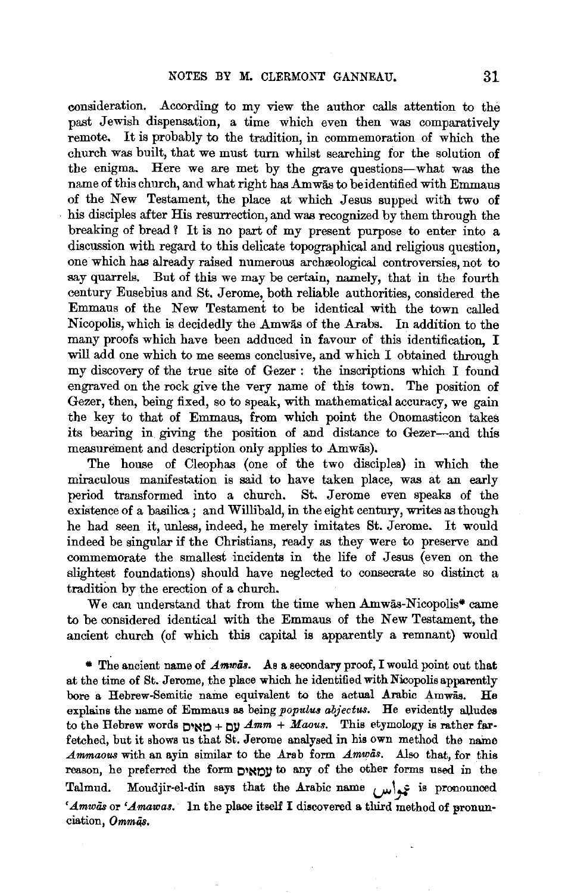consideration. According to my view the author calls attention to the past Jewish dispensation, a time which even then was comparatively remote. It is probably to the tradition, in commemoration of which the church was built, that we must turn whilst searching for the solution of the enigma. Here we are met by the grave questions—what was the name of this church, and what right has Amwās to be identified with Emmaus of the New Testament, the place at which Jesus supped with two of his disciples after His resurrection, and was recognized by them through the breaking of bread? It is no part of my present purpose to enter into a discussion with regard to this delicate topographical and religious question, one which has already raised numerous archæological controversies, not to say quarrels. But of this we may be certain, namely, that in the fourth century Eusebius and St. Jerome, both reliable authorities, considered the Emmaus of the New Testament to be identical with the town called Nicopolis, which is decidedly the Amwās of the Arabs. In addition to the many proofs which have been adduced in favour of this identification, I will add one which to me seems conclusive, and which I obtained through my discovery of the true site of Gezer: the inscriptions which I found engraved on the rock give the very name of this town. The position of Gezer, then, being fixed, so to speak, with mathematical accuracy, we gain the key to that of Emmaus, from which point the Onomasticon takes its bearing in giving the position of and distance to Gezer—and this measurement and description only applies to Amwās).

The house of Cleophas (one of the two disciples) in which the miraculous manifestation is said to have taken place, was at an early period transformed into a church. St. Jerome even speaks of the existence of a basilica; and Willibald, in the eight century, writes as though he had seen it, unless, indeed, he merely imitates St. Jerome. It would indeed be singular if the Christians, ready as they were to preserve and commemorate the smallest incidents in the life of Jesus (even on the slightest foundations) should have neglected to consecrate so distinct a tradition by the erection of a church.

We can understand that from the time when Amwās-Nicopolis* came to be considered identical with the Emmaus of the New Testament, the ancient church (of which this capital is apparently a remnant) would

* The ancient name of *Amwās*. As a secondary proof, I would point out that at the time of St. Jerome, the place which he identified with Nicopolis apparently bore a Hebrew-Semitic name equivalent to the actual Arabic Amwās. He explains the name of Emmaus as being *populus abjectus*. He evidently alludes to the Hebrew words עם + מאוס *Amm* + *Maous*. This etymology is rather far-fetched, but it shows us that St. Jerome analysed in his own method the name *Ammaous* with an ayin similar to the Arab form *Amwās*. Also that, for this reason, he preferred the form עמאוס to any of the other forms used in the Talmud. Moudjir-el-din says that the Arabic name عمواس is pronounced *'Amwās* or *'Amawas*. In the place itself I discovered a third method of pronunciation, *Ommās*.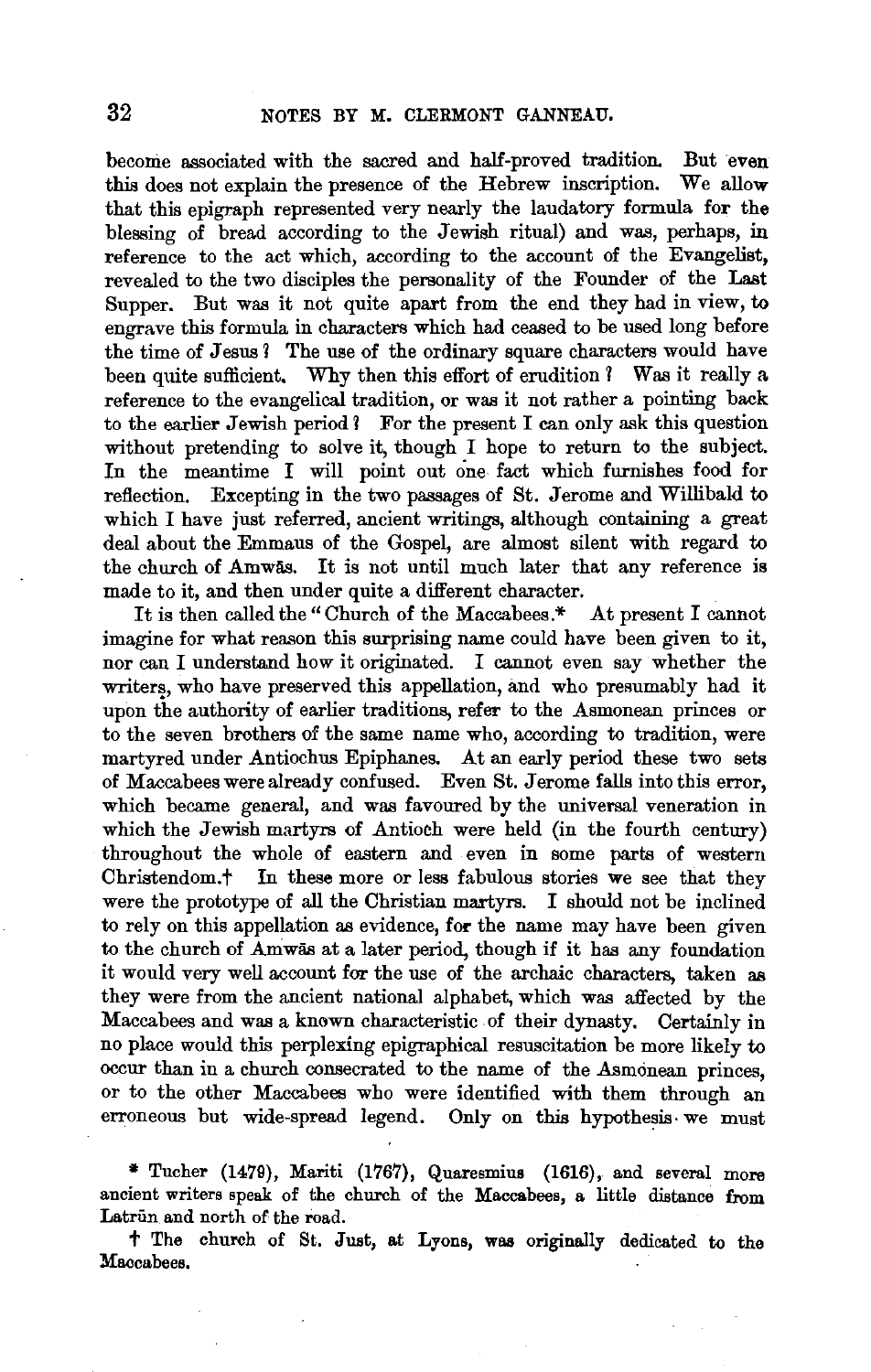become associated with the sacred and half-proved tradition. But even this does not explain the presence of the Hebrew inscription. We allow that this epigraph represented very nearly the laudatory formula for the blessing of bread according to the Jewish ritual) and was, perhaps, in reference to the act which, according to the account of the Evangelist, revealed to the two disciples the personality of the Founder of the Last Supper. But was it not quite apart from the end they had in view, to engrave this formula in characters which had ceased to be used long before the time of Jesus? The use of the ordinary square characters would have been quite sufficient. Why then this effort of erudition? Was it really a reference to the evangelical tradition, or was it not rather a pointing back to the earlier Jewish period? For the present I can only ask this question without pretending to solve it, though I hope to return to the subject. In the meantime I will point out one fact which furnishes food for reflection. Excepting in the two passages of St. Jerome and Willibald to which I have just referred, ancient writings, although containing a great deal about the Emmaus of the Gospel, are almost silent with regard to the church of Amwâs. It is not until much later that any reference is made to it, and then under quite a different character.

It is then called the "Church of the Maccabees.* At present I cannot imagine for what reason this surprising name could have been given to it, nor can I understand how it originated. I cannot even say whether the writers, who have preserved this appellation, and who presumably had it upon the authority of earlier traditions, refer to the Asmonean princes or to the seven brothers of the same name who, according to tradition, were martyred under Antiochus Epiphanes. At an early period these two sets of Maccabees were already confused. Even St. Jerome falls into this error, which became general, and was favoured by the universal veneration in which the Jewish martyrs of Antioch were held (in the fourth century) throughout the whole of eastern and even in some parts of western Christendom.† In these more or less fabulous stories we see that they were the prototype of all the Christian martyrs. I should not be inclined to rely on this appellation as evidence, for the name may have been given to the church of Amwâs at a later period, though if it has any foundation it would very well account for the use of the archaic characters, taken as they were from the ancient national alphabet, which was affected by the Maccabees and was a known characteristic of their dynasty. Certainly in no place would this perplexing epigraphical resuscitation be more likely to occur than in a church consecrated to the name of the Asmonean princes, or to the other Maccabees who were identified with them through an erroneous but wide-spread legend. Only on this hypothesis we must

* Tucher (1479), Mariti (1767), Quaresmius (1616), and several more ancient writers speak of the church of the Maccabees, a little distance from Latrûn and north of the road.

† The church of St. Just, at Lyons, was originally dedicated to the Maccabees.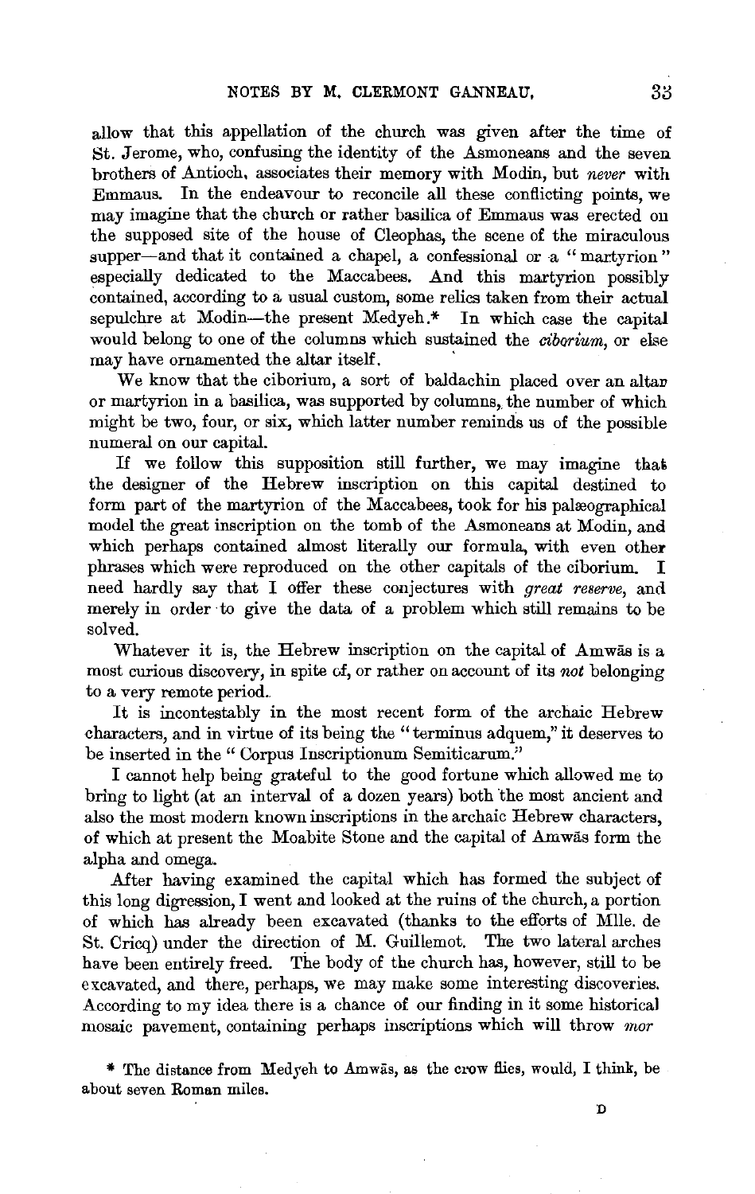allow that this appellation of the church was given after the time of St. Jerome, who, confusing the identity of the Asmoneans and the seven brothers of Antioch, associates their memory with Modin, but *never* with Emmaus. In the endeavour to reconcile all these conflicting points, we may imagine that the church or rather basilica of Emmaus was erected on the supposed site of the house of Cleophas, the scene of the miraculous supper—and that it contained a chapel, a confessional or a "martyrion" especially dedicated to the Maccabees. And this martyrion possibly contained, according to a usual custom, some relics taken from their actual sepulchre at Modin—the present Medyeh.* In which case the capital would belong to one of the columns which sustained the *ciborium*, or else may have ornamented the altar itself.

We know that the ciborium, a sort of baldachin placed over an altar or martyrion in a basilica, was supported by columns, the number of which might be two, four, or six, which latter number reminds us of the possible numeral on our capital.

If we follow this supposition still further, we may imagine that the designer of the Hebrew inscription on this capital destined to form part of the martyrion of the Maccabees, took for his palæographical model the great inscription on the tomb of the Asmoneans at Modin, and which perhaps contained almost literally our formula, with even other phrases which were reproduced on the other capitals of the ciborium. I need hardly say that I offer these conjectures with *great reserve*, and merely in order to give the data of a problem which still remains to be solved.

Whatever it is, the Hebrew inscription on the capital of Amwās is a most curious discovery, in spite of, or rather on account of its *not* belonging to a very remote period.

It is incontestably in the most recent form of the archaic Hebrew characters, and in virtue of its being the "terminus adquem," it deserves to be inserted in the "Corpus Inscriptionum Semiticarum."

I cannot help being grateful to the good fortune which allowed me to bring to light (at an interval of a dozen years) both the most ancient and also the most modern known inscriptions in the archaic Hebrew characters, of which at present the Moabite Stone and the capital of Amwās form the alpha and omega.

After having examined the capital which has formed the subject of this long digression, I went and looked at the ruins of the church, a portion of which has already been excavated (thanks to the efforts of Mlle. de St. Cricq) under the direction of M. Guillemot. The two lateral arches have been entirely freed. The body of the church has, however, still to be excavated, and there, perhaps, we may make some interesting discoveries. According to my idea there is a chance of our finding in it some historical mosaic pavement, containing perhaps inscriptions which will throw *mor*

* The distance from Medyeh to Amwās, as the crow flies, would, I think, be about seven Roman miles.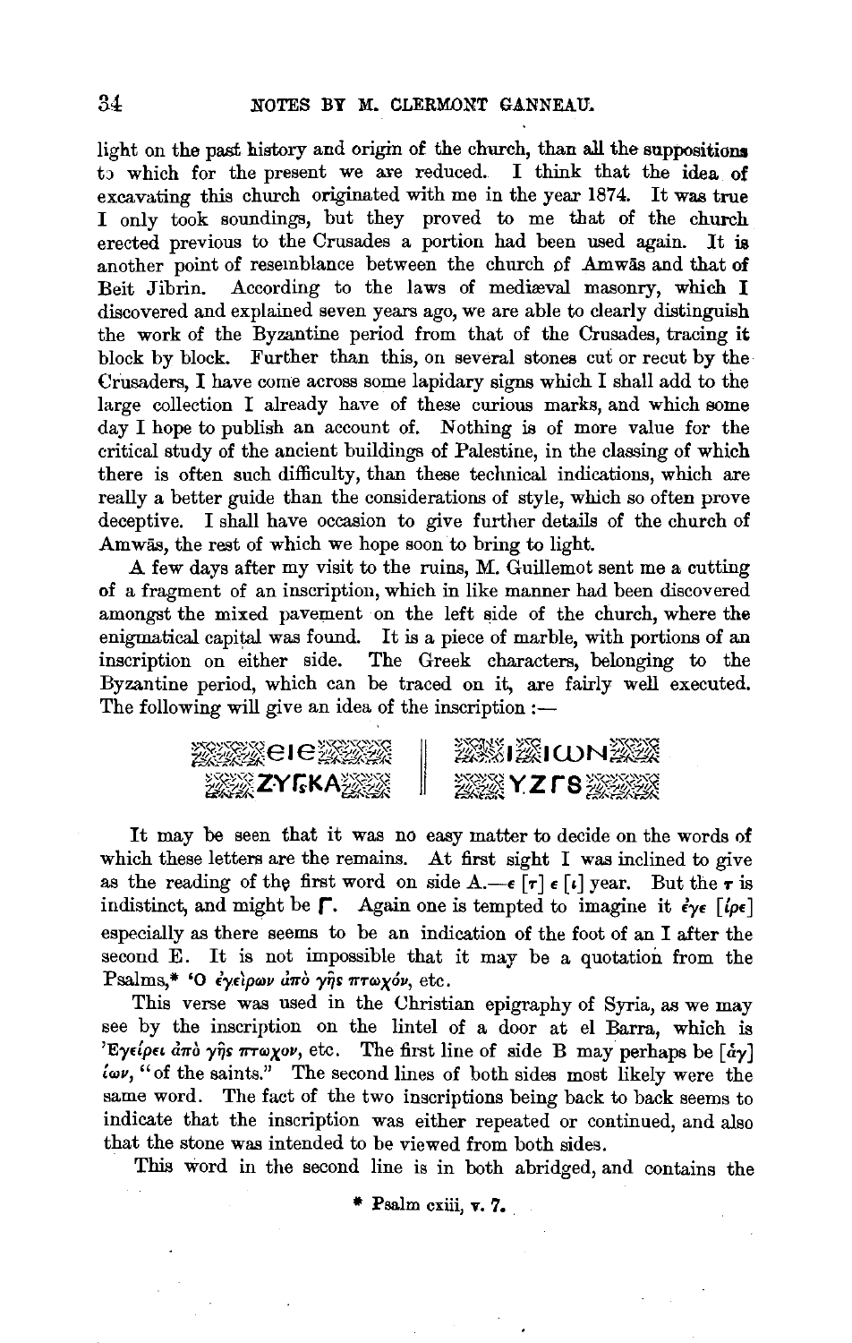light on the past history and origin of the church, than all the suppositions to which for the present we are reduced. I think that the idea of excavating this church originated with me in the year 1874. It was true I only took soundings, but they proved to me that of the church erected previous to the Crusades a portion had been used again. It is another point of resemblance between the church of Amwās and that of Beit Jibrin. According to the laws of mediæval masonry, which I discovered and explained seven years ago, we are able to clearly distinguish the work of the Byzantine period from that of the Crusades, tracing it block by block. Further than this, on several stones cut or recut by the Crusaders, I have come across some lapidary signs which I shall add to the large collection I already have of these curious marks, and which some day I hope to publish an account of. Nothing is of more value for the critical study of the ancient buildings of Palestine, in the classing of which there is often such difficulty, than these technical indications, which are really a better guide than the considerations of style, which so often prove deceptive. I shall have occasion to give further details of the church of Amwās, the rest of which we hope soon to bring to light.

A few days after my visit to the ruins, M. Guillemot sent me a cutting of a fragment of an inscription, which in like manner had been discovered amongst the mixed pavement on the left side of the church, where the enigmatical capital was found. It is a piece of marble, with portions of an inscription on either side. The Greek characters, belonging to the Byzantine period, which can be traced on it, are fairly well executed. The following will give an idea of the inscription :—

| A | B |
|---|---|
| ЄΙЄ | Ι ΙωΝ |
| ZYΓSKA | YZΓS |

It may be seen that it was no easy matter to decide on the words of which these letters are the remains. At first sight I was inclined to give as the reading of the first word on side A.—ε [τ] ε [ι] year. But the τ is indistinct, and might be Γ. Again one is tempted to imagine it ἐγε [ίρε] especially as there seems to be an indication of the foot of an I after the second E. It is not impossible that it may be a quotation from the Psalms,* Ὁ ἐγείρων ἀπὸ γῆς πτωχόν, etc.

This verse was used in the Christian epigraphy of Syria, as we may see by the inscription on the lintel of a door at el Barra, which is Ἐγείρει ἀπὸ γῆς πτωχον, etc. The first line of side B may perhaps be [ἁγ] ίων, "of the saints." The second lines of both sides most likely were the same word. The fact of the two inscriptions being back to back seems to indicate that the inscription was either repeated or continued, and also that the stone was intended to be viewed from both sides.

This word in the second line is in both abridged, and contains the

* Psalm cxiii, v. 7.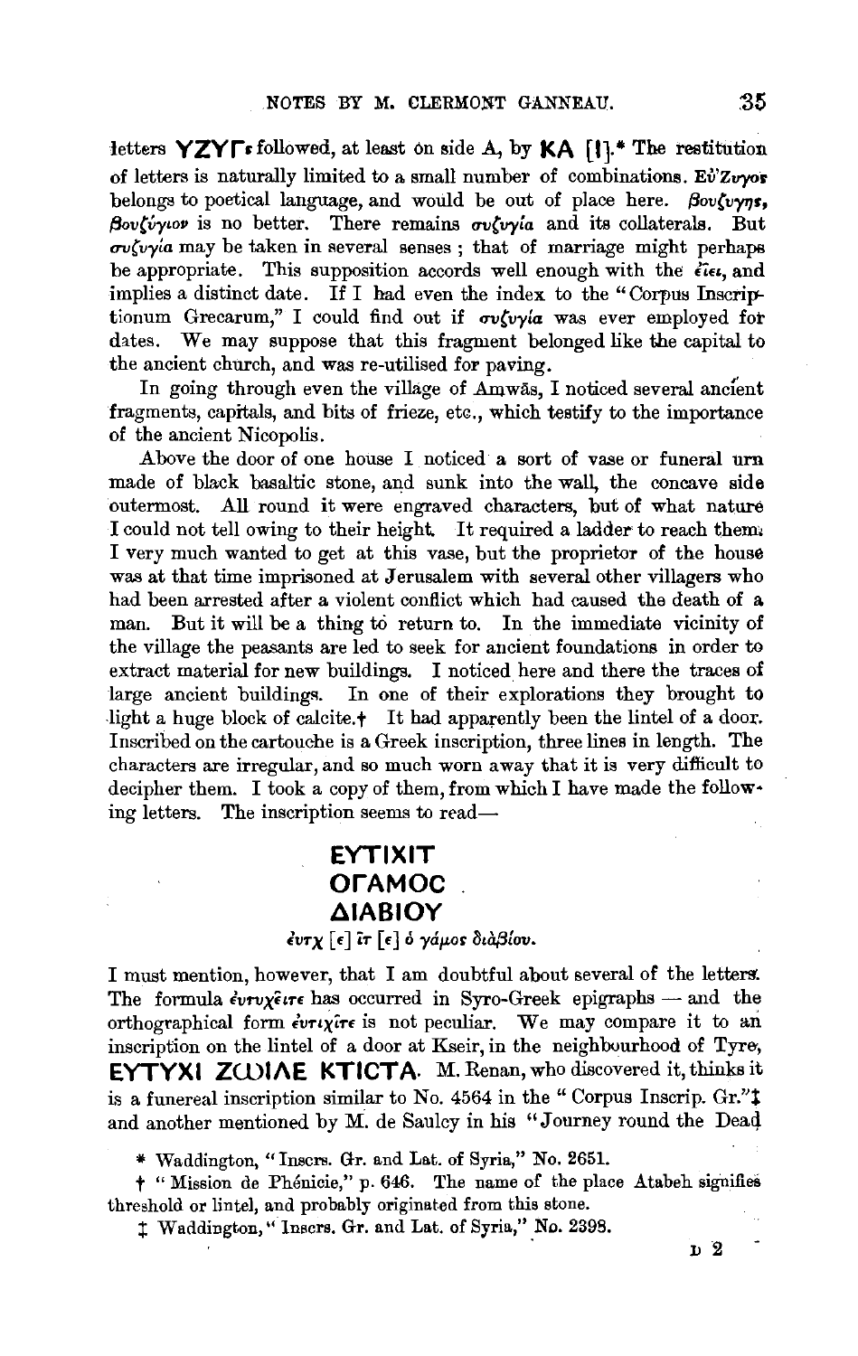letters **YZYΓs** followed, at least on side A, by **KA** [**!**].* The restitution of letters is naturally limited to a small number of combinations. Εὔζυγος belongs to poetical language, and would be out of place here. βουζυγης, βουζύγιον is no better. There remains συζυγία and its collaterals. But συζυγία may be taken in several senses; that of marriage might perhaps be appropriate. This supposition accords well enough with the ἔτει, and implies a distinct date. If I had even the index to the "Corpus Inscriptionum Grecarum," I could find out if συζυγία was ever employed for dates. We may suppose that this fragment belonged like the capital to the ancient church, and was re-utilised for paving.

In going through even the village of Amwâs, I noticed several ancient fragments, capitals, and bits of frieze, etc., which testify to the importance of the ancient Nicopolis.

Above the door of one house I noticed a sort of vase or funeral urn made of black basaltic stone, and sunk into the wall, the concave side outermost. All round it were engraved characters, but of what nature I could not tell owing to their height. It required a ladder to reach them. I very much wanted to get at this vase, but the proprietor of the house was at that time imprisoned at Jerusalem with several other villagers who had been arrested after a violent conflict which had caused the death of a man. But it will be a thing to return to. In the immediate vicinity of the village the peasants are led to seek for ancient foundations in order to extract material for new buildings. I noticed here and there the traces of large ancient buildings. In one of their explorations they brought to light a huge block of calcite.† It had apparently been the lintel of a door. Inscribed on the cartouche is a Greek inscription, three lines in length. The characters are irregular, and so much worn away that it is very difficult to decipher them. I took a copy of them, from which I have made the following letters. The inscription seems to read—

**EYTIXIT**
**OΓAMOC**
**ΔIABIOY**

ἐυτχ [ε] ῖτ [ε] ὁ γάμος διὰβίου.

I must mention, however, that I am doubtful about several of the letters. The formula ἐυτυχεῖτε has occurred in Syro-Greek epigraphs — and the orthographical form ἐυτιχῖτε is not peculiar. We may compare it to an inscription on the lintel of a door at Kseir, in the neighbourhood of Tyre, **EYTYXI ZωIΛE KTICTA**. M. Renan, who discovered it, thinks it is a funereal inscription similar to No. 4564 in the "Corpus Inscrip. Gr."‡ and another mentioned by M. de Saulcy in his "Journey round the Dead

\* Waddington, "Inscrs. Gr. and Lat. of Syria," No. 2651.

† "Mission de Phénicie," p. 646. The name of the place Atabeh signifies threshold or lintel, and probably originated from this stone.

‡ Waddington, "Inscrs. Gr. and Lat. of Syria," No. 2398.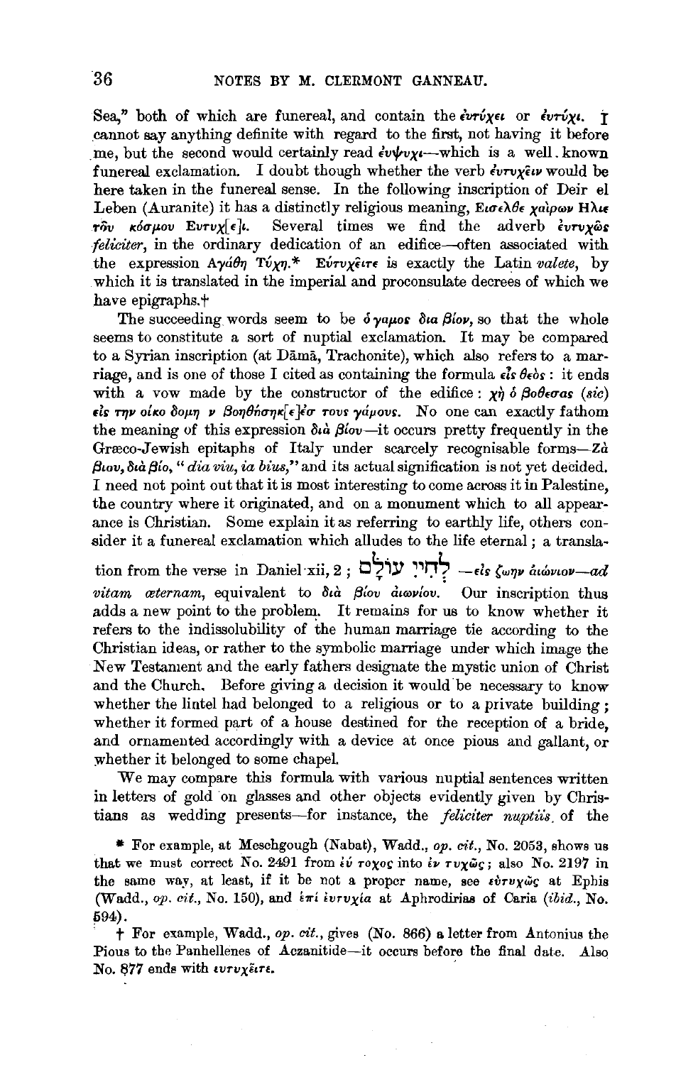Sea," both of which are funereal, and contain the ἐντύχει or ἐντύχι. I cannot say anything definite with regard to the first, not having it before me, but the second would certainly read εὐψυχι—which is a well-known funereal exclamation. I doubt though whether the verb ἐντυχεῖν would be here taken in the funereal sense. In the following inscription of Deir el Leben (Auranite) it has a distinctly religious meaning, Εισελθε χαίρων Ηλιε τοῦ κόσμου Ευτυχ[ε]ι. Several times we find the adverb ἐντυχῶς *feliciter*, in the ordinary dedication of an edifice—often associated with the expression Αγάθη Τύχη.* Εὐτυχεῖτε is exactly the Latin *valete*, by which it is translated in the imperial and proconsulate decrees of which we have epigraphs.†

The succeeding words seem to be ὁ γαμος δια βίον, so that the whole seems to constitute a sort of nuptial exclamation. It may be compared to a Syrian inscription (at Dāmā, Trachonite), which also refers to a marriage, and is one of those I cited as containing the formula εἷς θεὸς: it ends with a vow made by the constructor of the edifice: χὴ ὁ βοθεσας (*sic*) εἰς την οἰκο δομη ν βοηθήσηκ[ε]έσ τους γάμους. No one can exactly fathom the meaning of this expression διὰ βίου—it occurs pretty frequently in the Græco-Jewish epitaphs of Italy under scarcely recognisable forms—Ζὰ βιου, διὰ βίο, "*dia viu, ia bius*," and its actual signification is not yet decided. I need not point out that it is most interesting to come across it in Palestine, the country where it originated, and on a monument which to all appearance is Christian. Some explain it as referring to earthly life, others consider it a funereal exclamation which alludes to the life eternal; a translation from the verse in Daniel xii, 2; לְחַיֵּי עוֹלָם —εἰς ζωην αἰώνιον—*ad vitam æternam*, equivalent to διὰ βίου αἰωνίου. Our inscription thus adds a new point to the problem. It remains for us to know whether it refers to the indissolubility of the human marriage tie according to the Christian ideas, or rather to the symbolic marriage under which image the New Testament and the early fathers designate the mystic union of Christ and the Church. Before giving a decision it would be necessary to know whether the lintel had belonged to a religious or to a private building; whether it formed part of a house destined for the reception of a bride, and ornamented accordingly with a device at once pious and gallant, or whether it belonged to some chapel.

We may compare this formula with various nuptial sentences written in letters of gold on glasses and other objects evidently given by Christians as wedding presents—for instance, the *feliciter nuptiis* of the

* For example, at Meschgough (Nabat), Wadd., *op. cit.*, No. 2053, shows us that we must correct No. 2491 from ἐύ τοχος into ἐν τυχῶς; also No. 2197 in the same way, at least, if it be not a proper name, see εὐτυχῶς at Ephis (Wadd., *op. cit.*, No. 150), and ἐπὶ ἐυτυχία at Aphrodirias of Caria (*ibid.*, No. 594).

† For example, Wadd., *op. cit.*, gives (No. 866) a letter from Antonius the Pious to the Panhellenes of Aczanitide—it occurs before the final date. Also No. 877 ends with ευτυχεῖτε.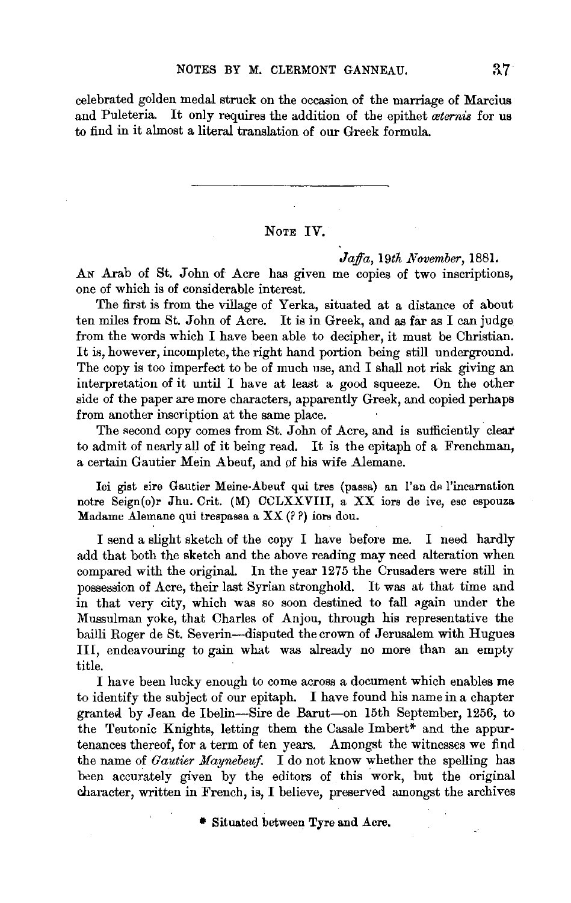celebrated golden medal struck on the occasion of the marriage of Marcius and Puleteria. It only requires the addition of the epithet *æternis* for us to find in it almost a literal translation of our Greek formula.

---

## Note IV.

*Jaffa, 19th November*, 1881.

An Arab of St. John of Acre has given me copies of two inscriptions, one of which is of considerable interest.

The first is from the village of Yerka, situated at a distance of about ten miles from St. John of Acre. It is in Greek, and as far as I can judge from the words which I have been able to decipher, it must be Christian. It is, however, incomplete, the right hand portion being still underground. The copy is too imperfect to be of much use, and I shall not risk giving an interpretation of it until I have at least a good squeeze. On the other side of the paper are more characters, apparently Greek, and copied perhaps from another inscription at the same place.

The second copy comes from St. John of Acre, and is sufficiently clear to admit of nearly all of it being read. It is the epitaph of a Frenchman, a certain Gautier Mein Abeuf, and of his wife Alemane.

> Ici gist sire Gautier Meine-Abeuf qui tres (passa) an l'an de l'incarnation notre Seign(o)r Jhu. Crit. (M) CCLXXVIII, a XX iors de ive, esc espouza Madame Alemane qui trespassa a XX (? ?) iors dou.

I send a slight sketch of the copy I have before me. I need hardly add that both the sketch and the above reading may need alteration when compared with the original. In the year 1275 the Crusaders were still in possession of Acre, their last Syrian stronghold. It was at that time and in that very city, which was so soon destined to fall again under the Mussulman yoke, that Charles of Anjou, through his representative the bailli Roger de St. Severin—disputed the crown of Jerusalem with Hugues III, endeavouring to gain what was already no more than an empty title.

I have been lucky enough to come across a document which enables me to identify the subject of our epitaph. I have found his name in a chapter granted by Jean de Ibelin—Sire de Barut—on 15th September, 1256, to the Teutonic Knights, letting them the Casale Imbert* and the appurtenances thereof, for a term of ten years. Amongst the witnesses we find the name of *Gautier Maynebeuf*. I do not know whether the spelling has been accurately given by the editors of this work, but the original character, written in French, is, I believe, preserved amongst the archives

\* Situated between Tyre and Acre.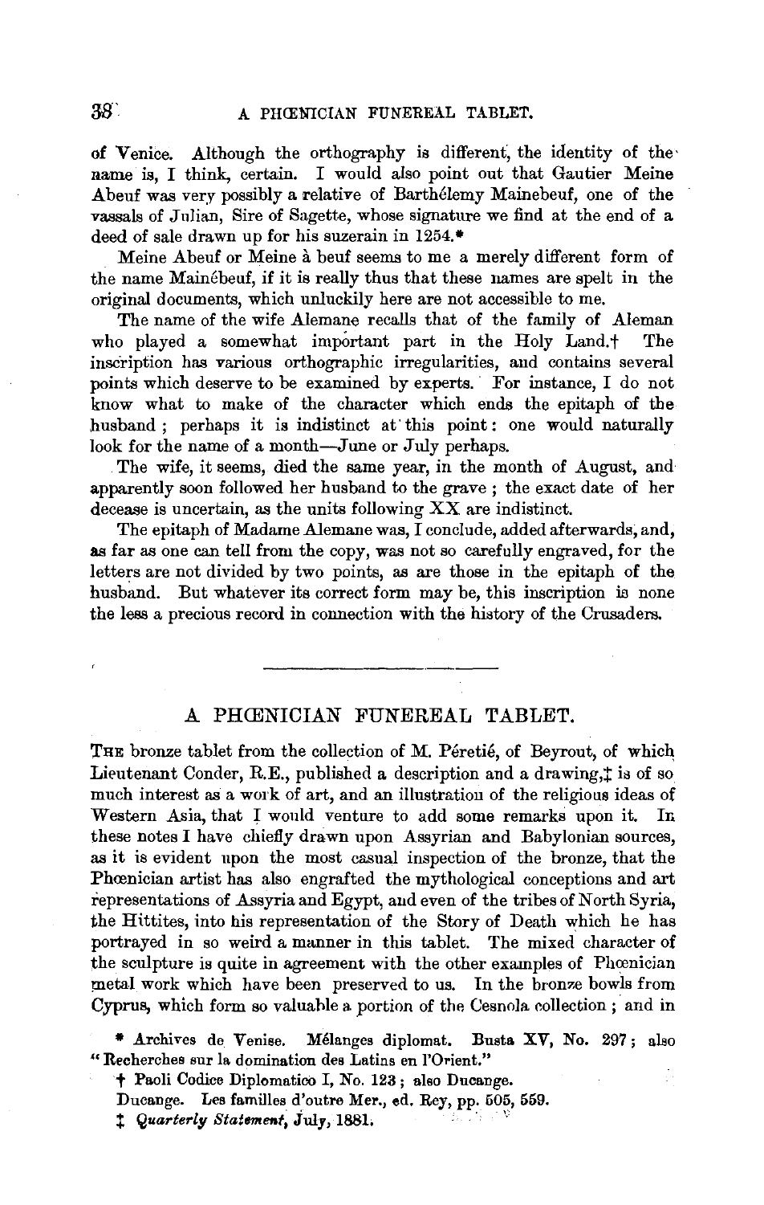of Venice. Although the orthography is different, the identity of the name is, I think, certain. I would also point out that Gautier Meine Abeuf was very possibly a relative of Barthélemy Mainebeuf, one of the vassals of Julian, Sire of Sagette, whose signature we find at the end of a deed of sale drawn up for his suzerain in 1254.*

Meine Abeuf or Meine à beuf seems to me a merely different form of the name Mainébeuf, if it is really thus that these names are spelt in the original documents, which unluckily here are not accessible to me.

The name of the wife Alemane recalls that of the family of Aleman who played a somewhat important part in the Holy Land.† The inscription has various orthographic irregularities, and contains several points which deserve to be examined by experts. For instance, I do not know what to make of the character which ends the epitaph of the husband; perhaps it is indistinct at this point: one would naturally look for the name of a month—June or July perhaps.

The wife, it seems, died the same year, in the month of August, and apparently soon followed her husband to the grave; the exact date of her decease is uncertain, as the units following XX are indistinct.

The epitaph of Madame Alemane was, I conclude, added afterwards, and, as far as one can tell from the copy, was not so carefully engraved, for the letters are not divided by two points, as are those in the epitaph of the husband. But whatever its correct form may be, this inscription is none the less a precious record in connection with the history of the Crusaders.

---

## A PHŒNICIAN FUNEREAL TABLET.

The bronze tablet from the collection of M. Péretié, of Beyrout, of which Lieutenant Conder, R.E., published a description and a drawing,‡ is of so much interest as a work of art, and an illustration of the religious ideas of Western Asia, that I would venture to add some remarks upon it. In these notes I have chiefly drawn upon Assyrian and Babylonian sources, as it is evident upon the most casual inspection of the bronze, that the Phœnician artist has also engrafted the mythological conceptions and art representations of Assyria and Egypt, and even of the tribes of North Syria, the Hittites, into his representation of the Story of Death which he has portrayed in so weird a manner in this tablet. The mixed character of the sculpture is quite in agreement with the other examples of Phœnician metal work which have been preserved to us. In the bronze bowls from Cyprus, which form so valuable a portion of the Cesnola collection; and in

\* Archives de Venise. Mélanges diplomat. Busta XV, No. 297; also "Recherches sur la domination des Latins en l'Orient."

† Paoli Codice Diplomatico I, No. 123; also Ducange.

Ducange. Les familles d'outre Mer., ed. Rey, pp. 505, 559.

‡ *Quarterly Statement*, July, 1881.